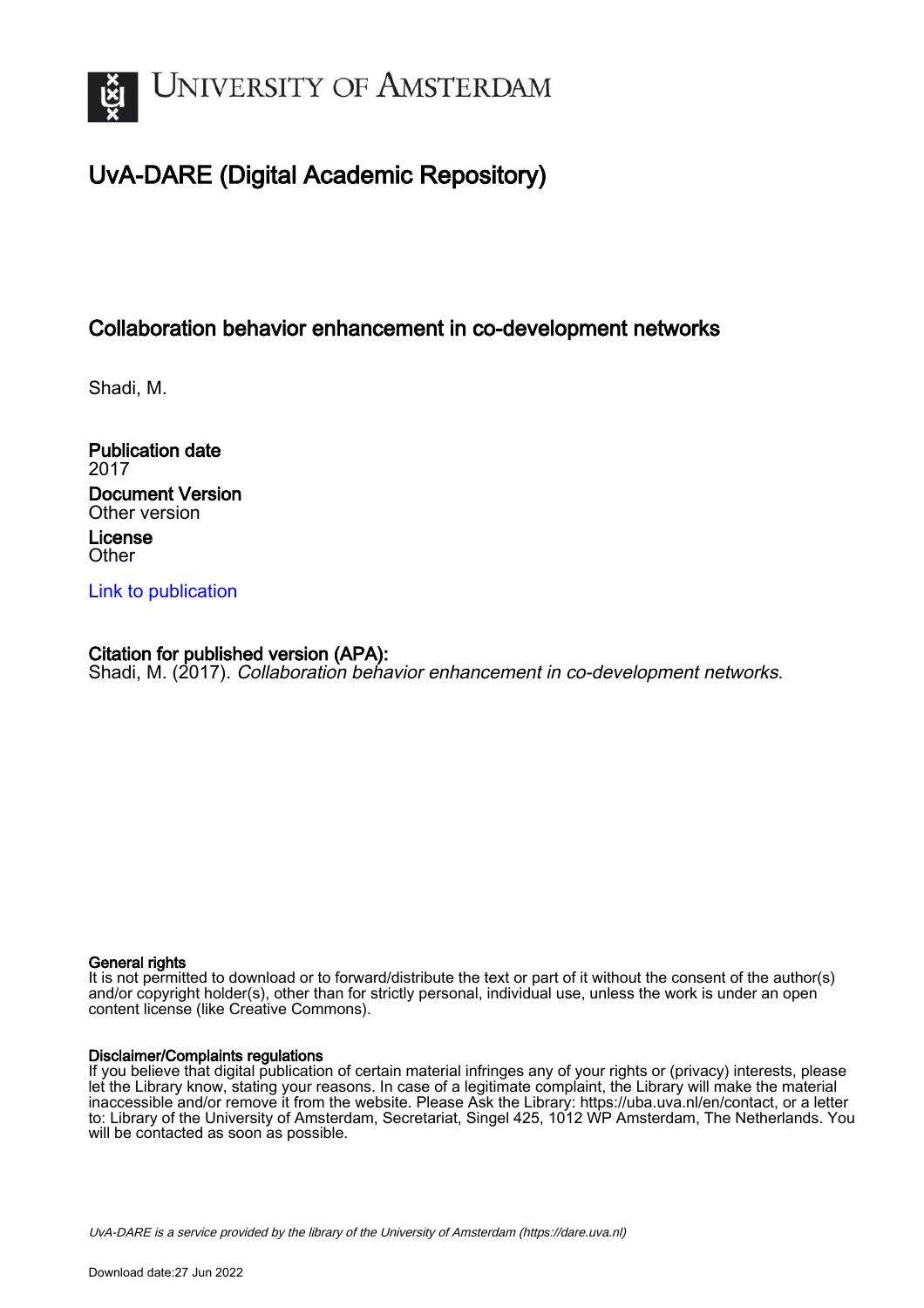# UNIVERSITY OF AMSTERDAM

## UvA-DARE (Digital Academic Repository)

### Collaboration behavior enhancement in co-development networks

Shadi, M.

**Publication date**
2017

**Document Version**
Other version

**License**
Other

[Link to publication]

**Citation for published version (APA):**
Shadi, M. (2017). *Collaboration behavior enhancement in co-development networks*.

**General rights**
It is not permitted to download or to forward/distribute the text or part of it without the consent of the author(s) and/or copyright holder(s), other than for strictly personal, individual use, unless the work is under an open content license (like Creative Commons).

**Disclaimer/Complaints regulations**
If you believe that digital publication of certain material infringes any of your rights or (privacy) interests, please let the Library know, stating your reasons. In case of a legitimate complaint, the Library will make the material inaccessible and/or remove it from the website. Please Ask the Library: https://uba.uva.nl/en/contact, or a letter to: Library of the University of Amsterdam, Secretariat, Singel 425, 1012 WP Amsterdam, The Netherlands. You will be contacted as soon as possible.

*UvA-DARE is a service provided by the library of the University of Amsterdam (https://dare.uva.nl)*

Download date:27 Jun 2022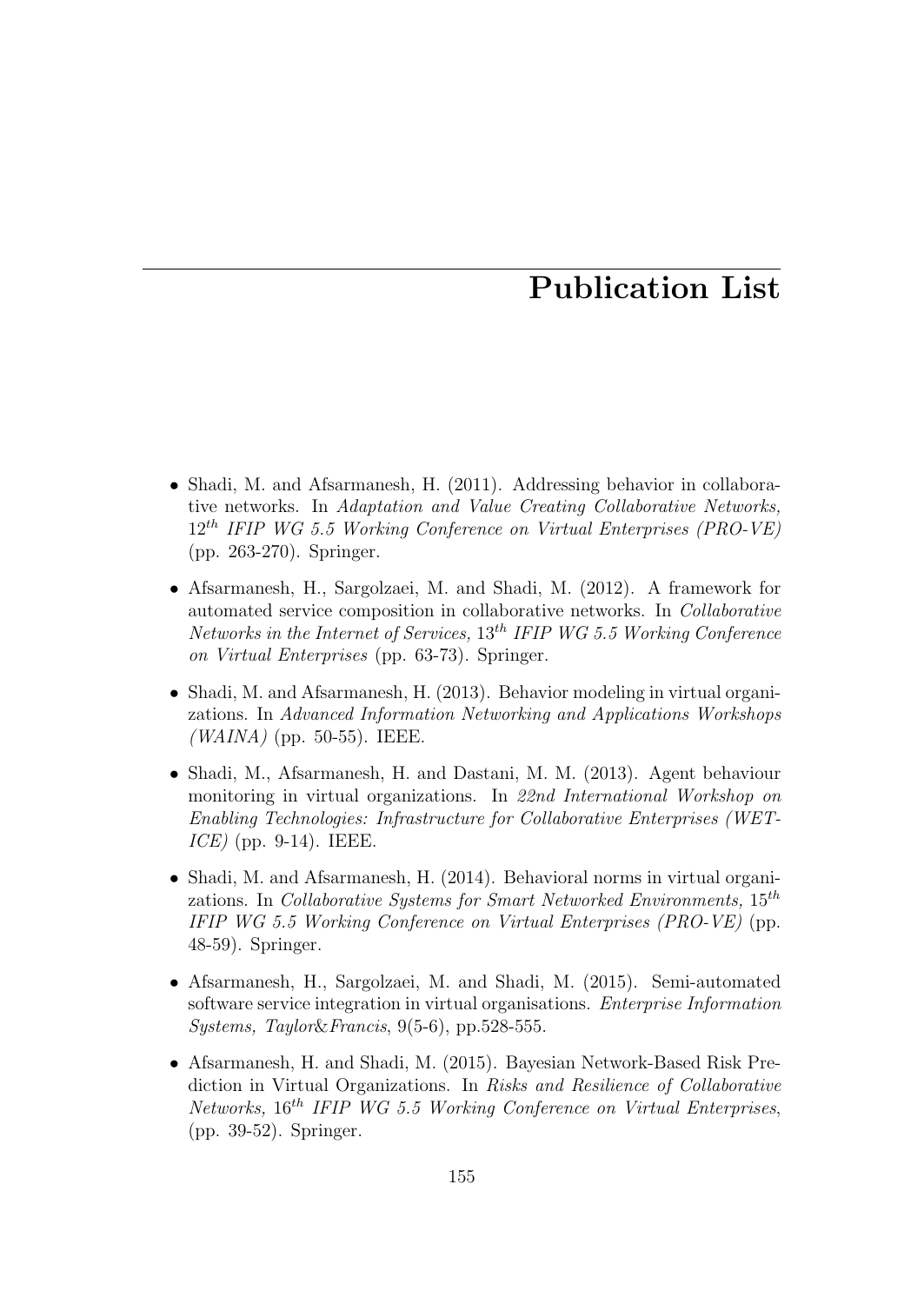# Publication List

- Shadi, M. and Afsarmanesh, H. (2011). Addressing behavior in collaborative networks. In *Adaptation and Value Creating Collaborative Networks, $12^{th}$ IFIP WG 5.5 Working Conference on Virtual Enterprises (PRO-VE)* (pp. 263-270). Springer.

- Afsarmanesh, H., Sargolzaei, M. and Shadi, M. (2012). A framework for automated service composition in collaborative networks. In *Collaborative Networks in the Internet of Services, $13^{th}$ IFIP WG 5.5 Working Conference on Virtual Enterprises* (pp. 63-73). Springer.

- Shadi, M. and Afsarmanesh, H. (2013). Behavior modeling in virtual organizations. In *Advanced Information Networking and Applications Workshops (WAINA)* (pp. 50-55). IEEE.

- Shadi, M., Afsarmanesh, H. and Dastani, M. M. (2013). Agent behaviour monitoring in virtual organizations. In *22nd International Workshop on Enabling Technologies: Infrastructure for Collaborative Enterprises (WETICE)* (pp. 9-14). IEEE.

- Shadi, M. and Afsarmanesh, H. (2014). Behavioral norms in virtual organizations. In *Collaborative Systems for Smart Networked Environments, $15^{th}$ IFIP WG 5.5 Working Conference on Virtual Enterprises (PRO-VE)* (pp. 48-59). Springer.

- Afsarmanesh, H., Sargolzaei, M. and Shadi, M. (2015). Semi-automated software service integration in virtual organisations. *Enterprise Information Systems, Taylor&Francis*, 9(5-6), pp.528-555.

- Afsarmanesh, H. and Shadi, M. (2015). Bayesian Network-Based Risk Prediction in Virtual Organizations. In *Risks and Resilience of Collaborative Networks, $16^{th}$ IFIP WG 5.5 Working Conference on Virtual Enterprises*, (pp. 39-52). Springer.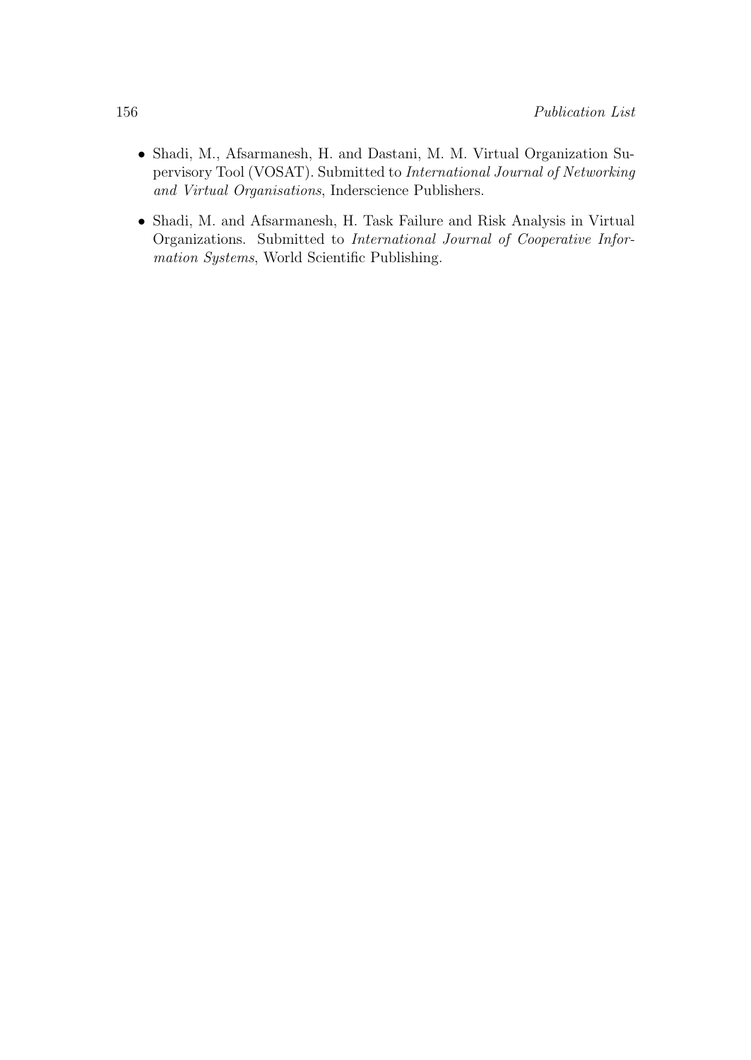- Shadi, M., Afsarmanesh, H. and Dastani, M. M. Virtual Organization Supervisory Tool (VOSAT). Submitted to *International Journal of Networking and Virtual Organisations*, Inderscience Publishers.

- Shadi, M. and Afsarmanesh, H. Task Failure and Risk Analysis in Virtual Organizations. Submitted to *International Journal of Cooperative Information Systems*, World Scientific Publishing.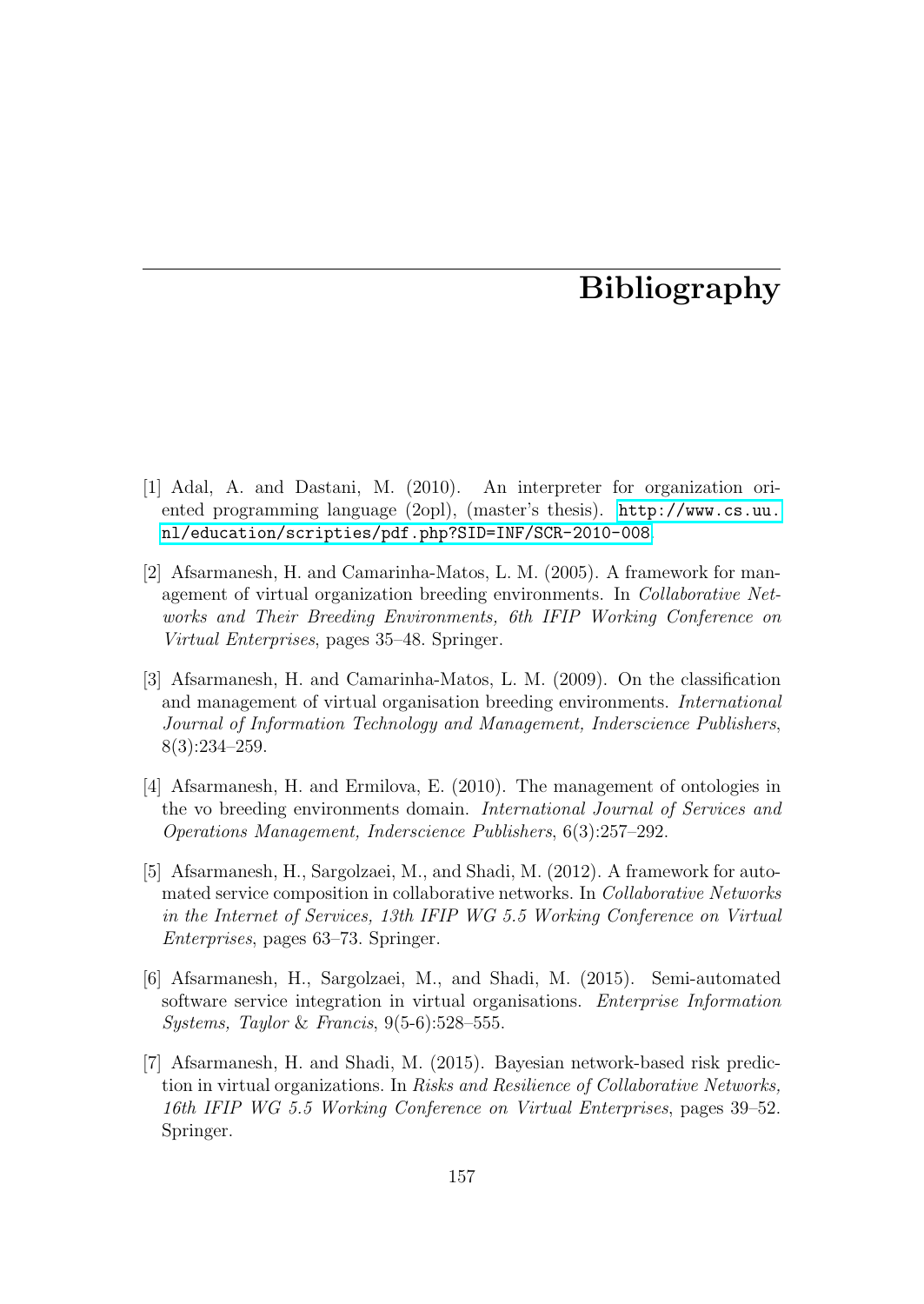# Bibliography

[1] Adal, A. and Dastani, M. (2010). An interpreter for organization oriented programming language (2opl), (master's thesis). http://www.cs.uu.nl/education/scripties/pdf.php?SID=INF/SCR-2010-008

[2] Afsarmanesh, H. and Camarinha-Matos, L. M. (2005). A framework for management of virtual organization breeding environments. In *Collaborative Networks and Their Breeding Environments, 6th IFIP Working Conference on Virtual Enterprises*, pages 35–48. Springer.

[3] Afsarmanesh, H. and Camarinha-Matos, L. M. (2009). On the classification and management of virtual organisation breeding environments. *International Journal of Information Technology and Management, Inderscience Publishers*, 8(3):234–259.

[4] Afsarmanesh, H. and Ermilova, E. (2010). The management of ontologies in the vo breeding environments domain. *International Journal of Services and Operations Management, Inderscience Publishers*, 6(3):257–292.

[5] Afsarmanesh, H., Sargolzaei, M., and Shadi, M. (2012). A framework for automated service composition in collaborative networks. In *Collaborative Networks in the Internet of Services, 13th IFIP WG 5.5 Working Conference on Virtual Enterprises*, pages 63–73. Springer.

[6] Afsarmanesh, H., Sargolzaei, M., and Shadi, M. (2015). Semi-automated software service integration in virtual organisations. *Enterprise Information Systems, Taylor & Francis*, 9(5-6):528–555.

[7] Afsarmanesh, H. and Shadi, M. (2015). Bayesian network-based risk prediction in virtual organizations. In *Risks and Resilience of Collaborative Networks, 16th IFIP WG 5.5 Working Conference on Virtual Enterprises*, pages 39–52. Springer.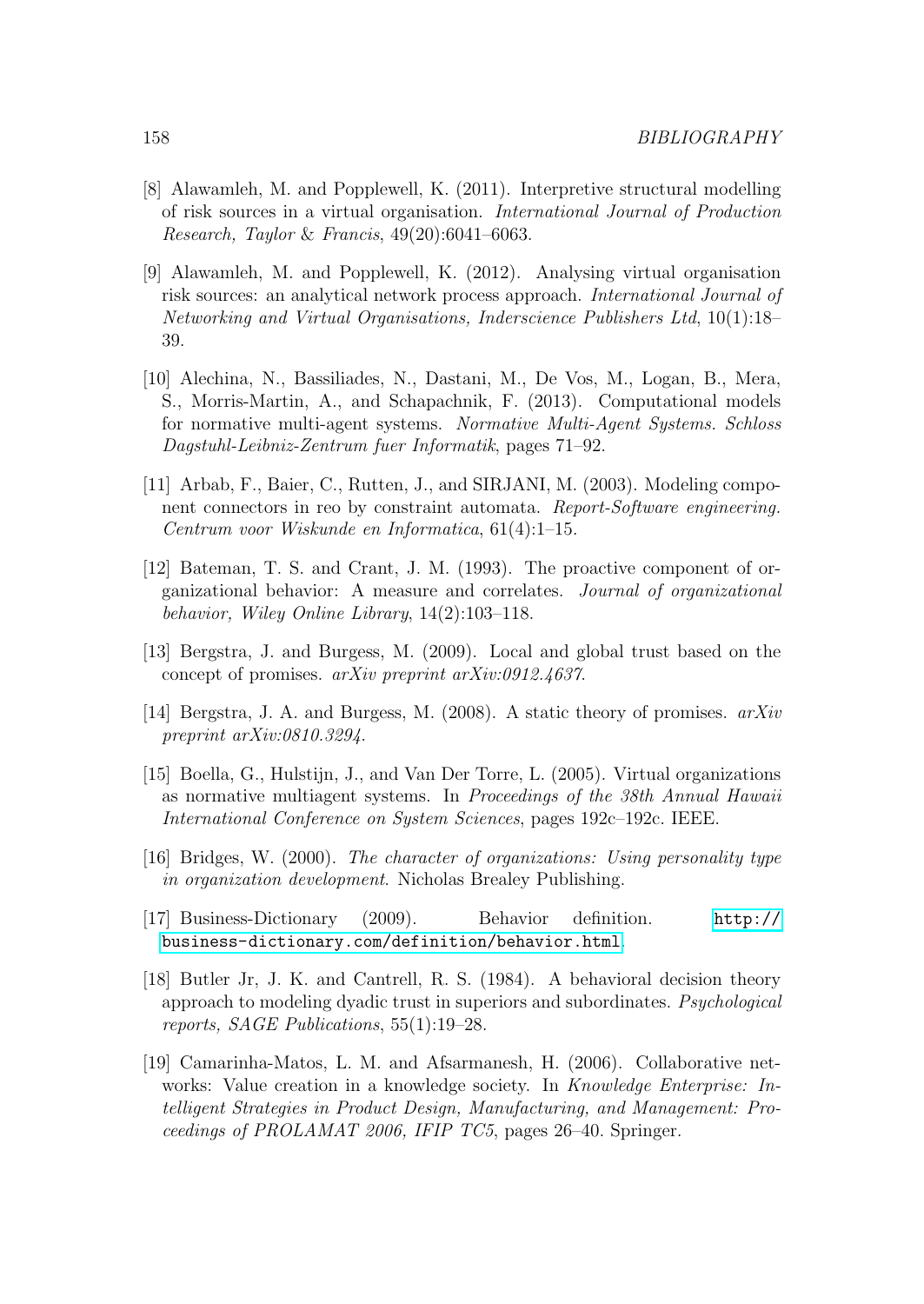[8] Alawamleh, M. and Popplewell, K. (2011). Interpretive structural modelling of risk sources in a virtual organisation. *International Journal of Production Research, Taylor & Francis*, 49(20):6041–6063.

[9] Alawamleh, M. and Popplewell, K. (2012). Analysing virtual organisation risk sources: an analytical network process approach. *International Journal of Networking and Virtual Organisations, Inderscience Publishers Ltd*, 10(1):18–39.

[10] Alechina, N., Bassiliades, N., Dastani, M., De Vos, M., Logan, B., Mera, S., Morris-Martin, A., and Schapachnik, F. (2013). Computational models for normative multi-agent systems. *Normative Multi-Agent Systems. Schloss Dagstuhl-Leibniz-Zentrum fuer Informatik*, pages 71–92.

[11] Arbab, F., Baier, C., Rutten, J., and SIRJANI, M. (2003). Modeling component connectors in reo by constraint automata. *Report-Software engineering. Centrum voor Wiskunde en Informatica*, 61(4):1–15.

[12] Bateman, T. S. and Crant, J. M. (1993). The proactive component of organizational behavior: A measure and correlates. *Journal of organizational behavior, Wiley Online Library*, 14(2):103–118.

[13] Bergstra, J. and Burgess, M. (2009). Local and global trust based on the concept of promises. *arXiv preprint arXiv:0912.4637*.

[14] Bergstra, J. A. and Burgess, M. (2008). A static theory of promises. *arXiv preprint arXiv:0810.3294*.

[15] Boella, G., Hulstijn, J., and Van Der Torre, L. (2005). Virtual organizations as normative multiagent systems. In *Proceedings of the 38th Annual Hawaii International Conference on System Sciences*, pages 192c–192c. IEEE.

[16] Bridges, W. (2000). *The character of organizations: Using personality type in organization development*. Nicholas Brealey Publishing.

[17] Business-Dictionary (2009). Behavior definition. http://business-dictionary.com/definition/behavior.html.

[18] Butler Jr, J. K. and Cantrell, R. S. (1984). A behavioral decision theory approach to modeling dyadic trust in superiors and subordinates. *Psychological reports, SAGE Publications*, 55(1):19–28.

[19] Camarinha-Matos, L. M. and Afsarmanesh, H. (2006). Collaborative networks: Value creation in a knowledge society. In *Knowledge Enterprise: Intelligent Strategies in Product Design, Manufacturing, and Management: Proceedings of PROLAMAT 2006, IFIP TC5*, pages 26–40. Springer.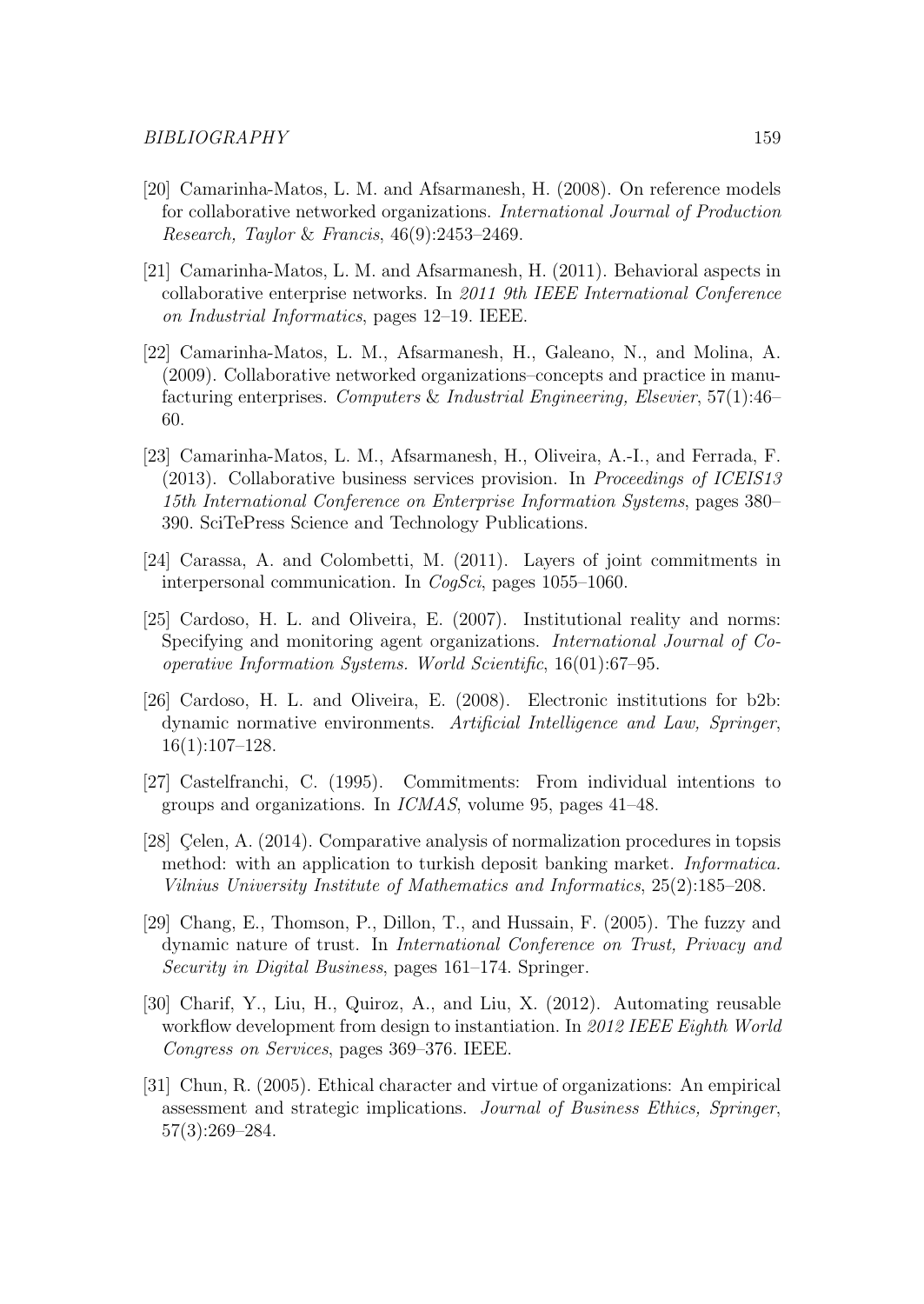[20] Camarinha-Matos, L. M. and Afsarmanesh, H. (2008). On reference models for collaborative networked organizations. *International Journal of Production Research, Taylor & Francis*, 46(9):2453–2469.

[21] Camarinha-Matos, L. M. and Afsarmanesh, H. (2011). Behavioral aspects in collaborative enterprise networks. In *2011 9th IEEE International Conference on Industrial Informatics*, pages 12–19. IEEE.

[22] Camarinha-Matos, L. M., Afsarmanesh, H., Galeano, N., and Molina, A. (2009). Collaborative networked organizations–concepts and practice in manufacturing enterprises. *Computers & Industrial Engineering, Elsevier*, 57(1):46–60.

[23] Camarinha-Matos, L. M., Afsarmanesh, H., Oliveira, A.-I., and Ferrada, F. (2013). Collaborative business services provision. In *Proceedings of ICEIS13 15th International Conference on Enterprise Information Systems*, pages 380–390. SciTePress Science and Technology Publications.

[24] Carassa, A. and Colombetti, M. (2011). Layers of joint commitments in interpersonal communication. In *CogSci*, pages 1055–1060.

[25] Cardoso, H. L. and Oliveira, E. (2007). Institutional reality and norms: Specifying and monitoring agent organizations. *International Journal of Cooperative Information Systems. World Scientific*, 16(01):67–95.

[26] Cardoso, H. L. and Oliveira, E. (2008). Electronic institutions for b2b: dynamic normative environments. *Artificial Intelligence and Law, Springer*, 16(1):107–128.

[27] Castelfranchi, C. (1995). Commitments: From individual intentions to groups and organizations. In *ICMAS*, volume 95, pages 41–48.

[28] Çelen, A. (2014). Comparative analysis of normalization procedures in topsis method: with an application to turkish deposit banking market. *Informatica. Vilnius University Institute of Mathematics and Informatics*, 25(2):185–208.

[29] Chang, E., Thomson, P., Dillon, T., and Hussain, F. (2005). The fuzzy and dynamic nature of trust. In *International Conference on Trust, Privacy and Security in Digital Business*, pages 161–174. Springer.

[30] Charif, Y., Liu, H., Quiroz, A., and Liu, X. (2012). Automating reusable workflow development from design to instantiation. In *2012 IEEE Eighth World Congress on Services*, pages 369–376. IEEE.

[31] Chun, R. (2005). Ethical character and virtue of organizations: An empirical assessment and strategic implications. *Journal of Business Ethics, Springer*, 57(3):269–284.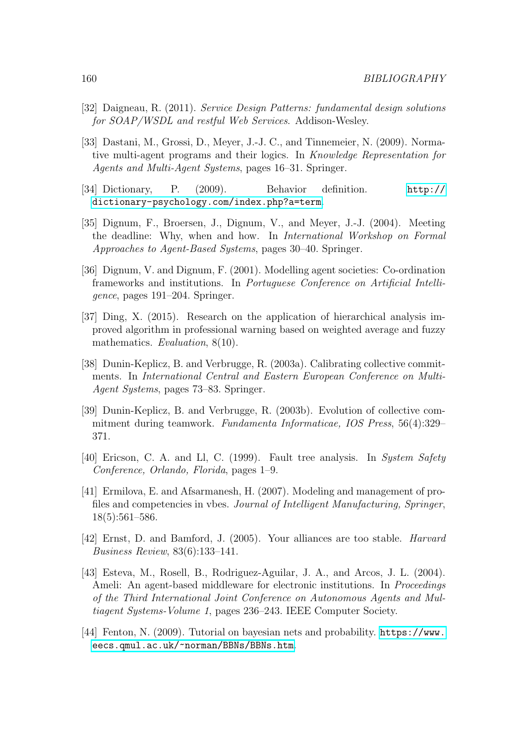[32] Daigneau, R. (2011). *Service Design Patterns: fundamental design solutions for SOAP/WSDL and restful Web Services*. Addison-Wesley.

[33] Dastani, M., Grossi, D., Meyer, J.-J. C., and Tinnemeier, N. (2009). Normative multi-agent programs and their logics. In *Knowledge Representation for Agents and Multi-Agent Systems*, pages 16–31. Springer.

[34] Dictionary, P. (2009). Behavior definition. http://dictionary-psychology.com/index.php?a=term.

[35] Dignum, F., Broersen, J., Dignum, V., and Meyer, J.-J. (2004). Meeting the deadline: Why, when and how. In *International Workshop on Formal Approaches to Agent-Based Systems*, pages 30–40. Springer.

[36] Dignum, V. and Dignum, F. (2001). Modelling agent societies: Co-ordination frameworks and institutions. In *Portuguese Conference on Artificial Intelligence*, pages 191–204. Springer.

[37] Ding, X. (2015). Research on the application of hierarchical analysis improved algorithm in professional warning based on weighted average and fuzzy mathematics. *Evaluation*, 8(10).

[38] Dunin-Keplicz, B. and Verbrugge, R. (2003a). Calibrating collective commitments. In *International Central and Eastern European Conference on Multi-Agent Systems*, pages 73–83. Springer.

[39] Dunin-Keplicz, B. and Verbrugge, R. (2003b). Evolution of collective commitment during teamwork. *Fundamenta Informaticae, IOS Press*, 56(4):329–371.

[40] Ericson, C. A. and Ll, C. (1999). Fault tree analysis. In *System Safety Conference, Orlando, Florida*, pages 1–9.

[41] Ermilova, E. and Afsarmanesh, H. (2007). Modeling and management of profiles and competencies in vbes. *Journal of Intelligent Manufacturing, Springer*, 18(5):561–586.

[42] Ernst, D. and Bamford, J. (2005). Your alliances are too stable. *Harvard Business Review*, 83(6):133–141.

[43] Esteva, M., Rosell, B., Rodriguez-Aguilar, J. A., and Arcos, J. L. (2004). Ameli: An agent-based middleware for electronic institutions. In *Proceedings of the Third International Joint Conference on Autonomous Agents and Multiagent Systems-Volume 1*, pages 236–243. IEEE Computer Society.

[44] Fenton, N. (2009). Tutorial on bayesian nets and probability. https://www.eecs.qmul.ac.uk/~norman/BBNs/BBNs.htm.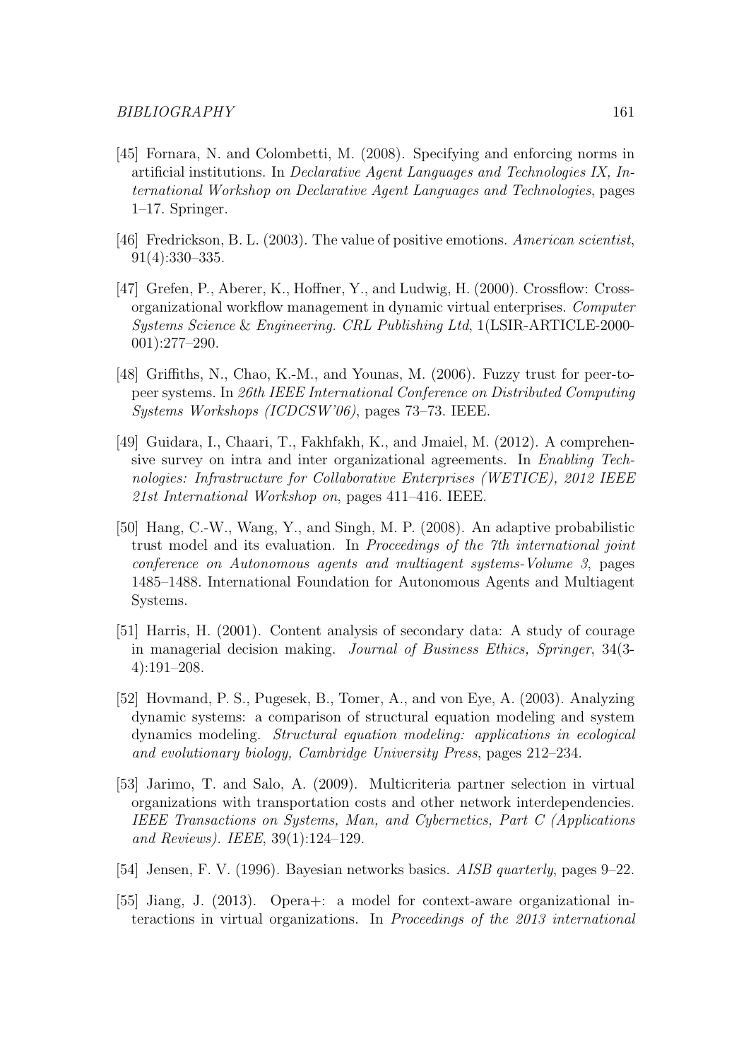[45] Fornara, N. and Colombetti, M. (2008). Specifying and enforcing norms in artificial institutions. In *Declarative Agent Languages and Technologies IX, International Workshop on Declarative Agent Languages and Technologies*, pages 1–17. Springer.

[46] Fredrickson, B. L. (2003). The value of positive emotions. *American scientist*, 91(4):330–335.

[47] Grefen, P., Aberer, K., Hoffner, Y., and Ludwig, H. (2000). Crossflow: Cross-organizational workflow management in dynamic virtual enterprises. *Computer Systems Science & Engineering. CRL Publishing Ltd*, 1(LSIR-ARTICLE-2000-001):277–290.

[48] Griffiths, N., Chao, K.-M., and Younas, M. (2006). Fuzzy trust for peer-to-peer systems. In *26th IEEE International Conference on Distributed Computing Systems Workshops (ICDCSW'06)*, pages 73–73. IEEE.

[49] Guidara, I., Chaari, T., Fakhfakh, K., and Jmaiel, M. (2012). A comprehensive survey on intra and inter organizational agreements. In *Enabling Technologies: Infrastructure for Collaborative Enterprises (WETICE), 2012 IEEE 21st International Workshop on*, pages 411–416. IEEE.

[50] Hang, C.-W., Wang, Y., and Singh, M. P. (2008). An adaptive probabilistic trust model and its evaluation. In *Proceedings of the 7th international joint conference on Autonomous agents and multiagent systems-Volume 3*, pages 1485–1488. International Foundation for Autonomous Agents and Multiagent Systems.

[51] Harris, H. (2001). Content analysis of secondary data: A study of courage in managerial decision making. *Journal of Business Ethics, Springer*, 34(3-4):191–208.

[52] Hovmand, P. S., Pugesek, B., Tomer, A., and von Eye, A. (2003). Analyzing dynamic systems: a comparison of structural equation modeling and system dynamics modeling. *Structural equation modeling: applications in ecological and evolutionary biology, Cambridge University Press*, pages 212–234.

[53] Jarimo, T. and Salo, A. (2009). Multicriteria partner selection in virtual organizations with transportation costs and other network interdependencies. *IEEE Transactions on Systems, Man, and Cybernetics, Part C (Applications and Reviews). IEEE*, 39(1):124–129.

[54] Jensen, F. V. (1996). Bayesian networks basics. *AISB quarterly*, pages 9–22.

[55] Jiang, J. (2013). Opera+: a model for context-aware organizational interactions in virtual organizations. In *Proceedings of the 2013 international*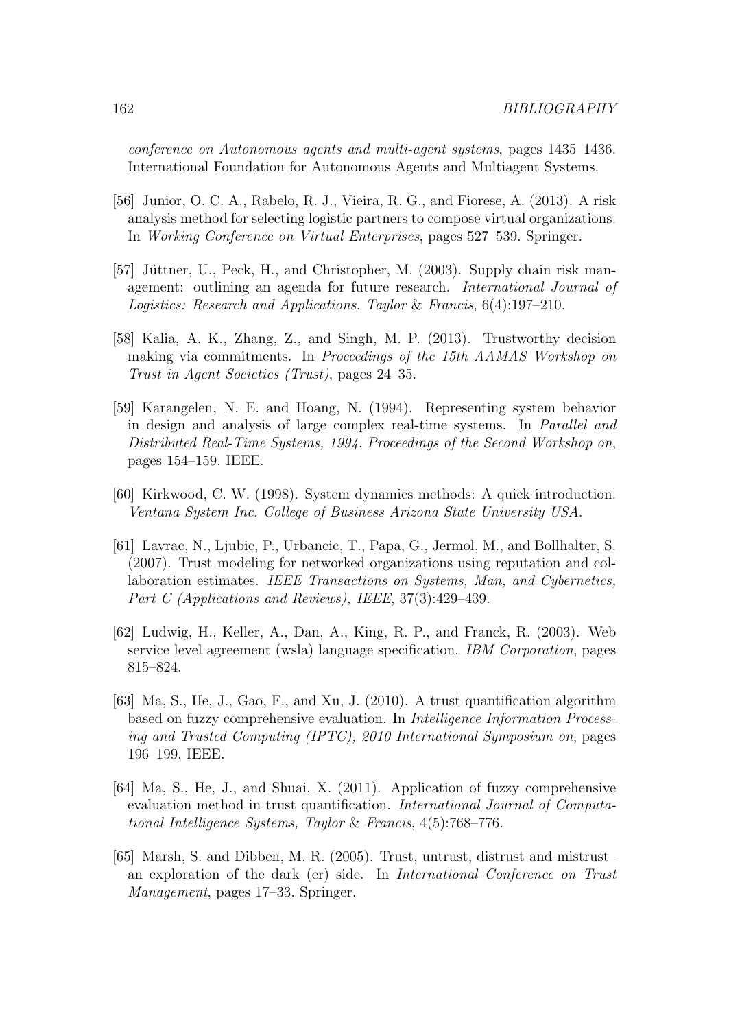*conference on Autonomous agents and multi-agent systems*, pages 1435–1436. International Foundation for Autonomous Agents and Multiagent Systems.

[56] Junior, O. C. A., Rabelo, R. J., Vieira, R. G., and Fiorese, A. (2013). A risk analysis method for selecting logistic partners to compose virtual organizations. In *Working Conference on Virtual Enterprises*, pages 527–539. Springer.

[57] Jüttner, U., Peck, H., and Christopher, M. (2003). Supply chain risk management: outlining an agenda for future research. *International Journal of Logistics: Research and Applications. Taylor* & *Francis*, 6(4):197–210.

[58] Kalia, A. K., Zhang, Z., and Singh, M. P. (2013). Trustworthy decision making via commitments. In *Proceedings of the 15th AAMAS Workshop on Trust in Agent Societies (Trust)*, pages 24–35.

[59] Karangelen, N. E. and Hoang, N. (1994). Representing system behavior in design and analysis of large complex real-time systems. In *Parallel and Distributed Real-Time Systems, 1994. Proceedings of the Second Workshop on*, pages 154–159. IEEE.

[60] Kirkwood, C. W. (1998). System dynamics methods: A quick introduction. *Ventana System Inc. College of Business Arizona State University USA*.

[61] Lavrac, N., Ljubic, P., Urbancic, T., Papa, G., Jermol, M., and Bollhalter, S. (2007). Trust modeling for networked organizations using reputation and collaboration estimates. *IEEE Transactions on Systems, Man, and Cybernetics, Part C (Applications and Reviews), IEEE*, 37(3):429–439.

[62] Ludwig, H., Keller, A., Dan, A., King, R. P., and Franck, R. (2003). Web service level agreement (wsla) language specification. *IBM Corporation*, pages 815–824.

[63] Ma, S., He, J., Gao, F., and Xu, J. (2010). A trust quantification algorithm based on fuzzy comprehensive evaluation. In *Intelligence Information Processing and Trusted Computing (IPTC), 2010 International Symposium on*, pages 196–199. IEEE.

[64] Ma, S., He, J., and Shuai, X. (2011). Application of fuzzy comprehensive evaluation method in trust quantification. *International Journal of Computational Intelligence Systems, Taylor* & *Francis*, 4(5):768–776.

[65] Marsh, S. and Dibben, M. R. (2005). Trust, untrust, distrust and mistrust–an exploration of the dark (er) side. In *International Conference on Trust Management*, pages 17–33. Springer.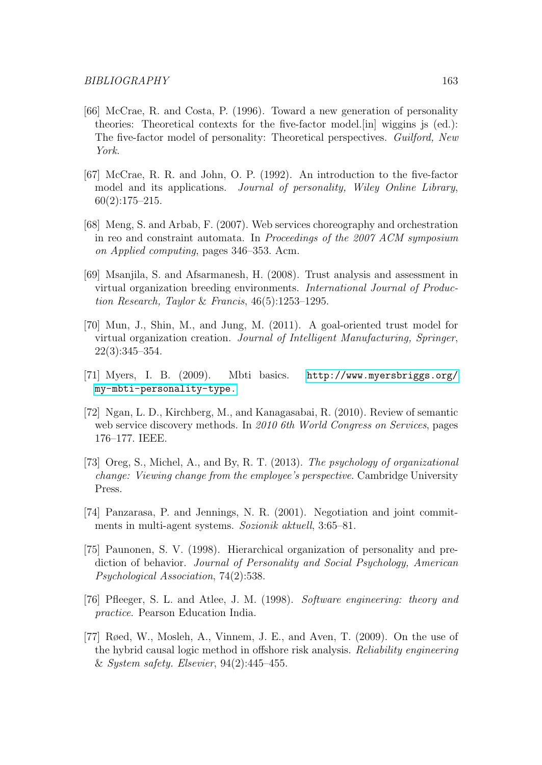[66] McCrae, R. and Costa, P. (1996). Toward a new generation of personality theories: Theoretical contexts for the five-factor model.[in] wiggins js (ed.): The five-factor model of personality: Theoretical perspectives. *Guilford, New York*.

[67] McCrae, R. R. and John, O. P. (1992). An introduction to the five-factor model and its applications. *Journal of personality, Wiley Online Library*, 60(2):175–215.

[68] Meng, S. and Arbab, F. (2007). Web services choreography and orchestration in reo and constraint automata. In *Proceedings of the 2007 ACM symposium on Applied computing*, pages 346–353. Acm.

[69] Msanjila, S. and Afsarmanesh, H. (2008). Trust analysis and assessment in virtual organization breeding environments. *International Journal of Production Research, Taylor & Francis*, 46(5):1253–1295.

[70] Mun, J., Shin, M., and Jung, M. (2011). A goal-oriented trust model for virtual organization creation. *Journal of Intelligent Manufacturing, Springer*, 22(3):345–354.

[71] Myers, I. B. (2009). Mbti basics. http://www.myersbriggs.org/my-mbti-personality-type.

[72] Ngan, L. D., Kirchberg, M., and Kanagasabai, R. (2010). Review of semantic web service discovery methods. In *2010 6th World Congress on Services*, pages 176–177. IEEE.

[73] Oreg, S., Michel, A., and By, R. T. (2013). *The psychology of organizational change: Viewing change from the employee's perspective*. Cambridge University Press.

[74] Panzarasa, P. and Jennings, N. R. (2001). Negotiation and joint commitments in multi-agent systems. *Sozionik aktuell*, 3:65–81.

[75] Paunonen, S. V. (1998). Hierarchical organization of personality and prediction of behavior. *Journal of Personality and Social Psychology, American Psychological Association*, 74(2):538.

[76] Pfleeger, S. L. and Atlee, J. M. (1998). *Software engineering: theory and practice*. Pearson Education India.

[77] Røed, W., Mosleh, A., Vinnem, J. E., and Aven, T. (2009). On the use of the hybrid causal logic method in offshore risk analysis. *Reliability engineering & System safety. Elsevier*, 94(2):445–455.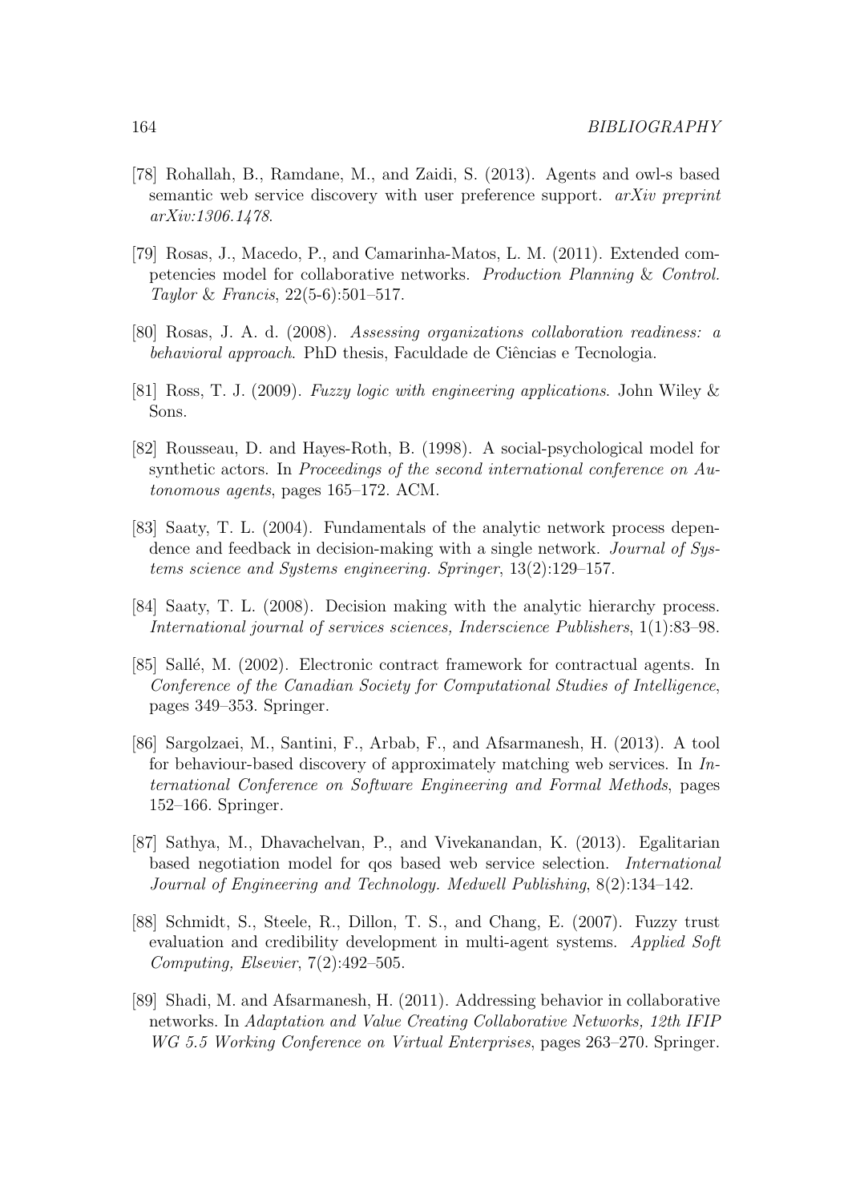[78] Rohallah, B., Ramdane, M., and Zaidi, S. (2013). Agents and owl-s based semantic web service discovery with user preference support. *arXiv preprint arXiv:1306.1478*.

[79] Rosas, J., Macedo, P., and Camarinha-Matos, L. M. (2011). Extended competencies model for collaborative networks. *Production Planning & Control. Taylor & Francis*, 22(5-6):501–517.

[80] Rosas, J. A. d. (2008). *Assessing organizations collaboration readiness: a behavioral approach*. PhD thesis, Faculdade de Ciências e Tecnologia.

[81] Ross, T. J. (2009). *Fuzzy logic with engineering applications*. John Wiley & Sons.

[82] Rousseau, D. and Hayes-Roth, B. (1998). A social-psychological model for synthetic actors. In *Proceedings of the second international conference on Autonomous agents*, pages 165–172. ACM.

[83] Saaty, T. L. (2004). Fundamentals of the analytic network process dependence and feedback in decision-making with a single network. *Journal of Systems science and Systems engineering. Springer*, 13(2):129–157.

[84] Saaty, T. L. (2008). Decision making with the analytic hierarchy process. *International journal of services sciences, Inderscience Publishers*, 1(1):83–98.

[85] Sallé, M. (2002). Electronic contract framework for contractual agents. In *Conference of the Canadian Society for Computational Studies of Intelligence*, pages 349–353. Springer.

[86] Sargolzaei, M., Santini, F., Arbab, F., and Afsarmanesh, H. (2013). A tool for behaviour-based discovery of approximately matching web services. In *International Conference on Software Engineering and Formal Methods*, pages 152–166. Springer.

[87] Sathya, M., Dhavachelvan, P., and Vivekanandan, K. (2013). Egalitarian based negotiation model for qos based web service selection. *International Journal of Engineering and Technology. Medwell Publishing*, 8(2):134–142.

[88] Schmidt, S., Steele, R., Dillon, T. S., and Chang, E. (2007). Fuzzy trust evaluation and credibility development in multi-agent systems. *Applied Soft Computing, Elsevier*, 7(2):492–505.

[89] Shadi, M. and Afsarmanesh, H. (2011). Addressing behavior in collaborative networks. In *Adaptation and Value Creating Collaborative Networks, 12th IFIP WG 5.5 Working Conference on Virtual Enterprises*, pages 263–270. Springer.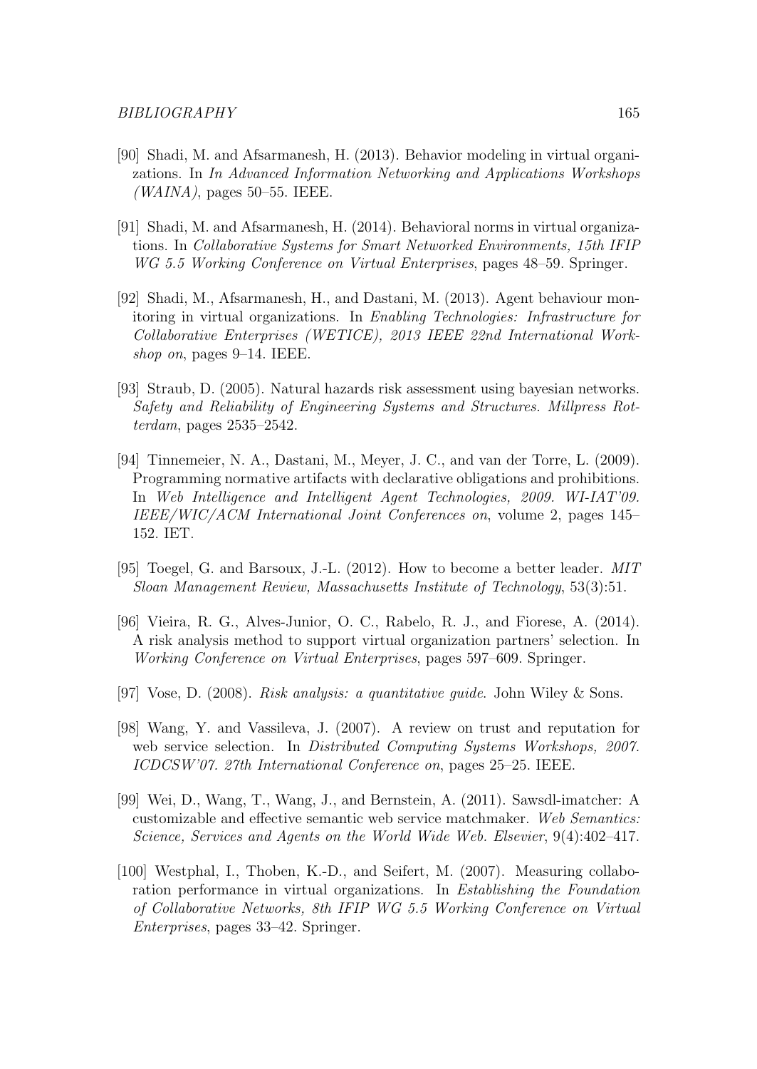[90] Shadi, M. and Afsarmanesh, H. (2013). Behavior modeling in virtual organizations. In *In Advanced Information Networking and Applications Workshops (WAINA)*, pages 50–55. IEEE.

[91] Shadi, M. and Afsarmanesh, H. (2014). Behavioral norms in virtual organizations. In *Collaborative Systems for Smart Networked Environments, 15th IFIP WG 5.5 Working Conference on Virtual Enterprises*, pages 48–59. Springer.

[92] Shadi, M., Afsarmanesh, H., and Dastani, M. (2013). Agent behaviour monitoring in virtual organizations. In *Enabling Technologies: Infrastructure for Collaborative Enterprises (WETICE), 2013 IEEE 22nd International Workshop on*, pages 9–14. IEEE.

[93] Straub, D. (2005). Natural hazards risk assessment using bayesian networks. *Safety and Reliability of Engineering Systems and Structures. Millpress Rotterdam*, pages 2535–2542.

[94] Tinnemeier, N. A., Dastani, M., Meyer, J. C., and van der Torre, L. (2009). Programming normative artifacts with declarative obligations and prohibitions. In *Web Intelligence and Intelligent Agent Technologies, 2009. WI-IAT'09. IEEE/WIC/ACM International Joint Conferences on*, volume 2, pages 145–152. IET.

[95] Toegel, G. and Barsoux, J.-L. (2012). How to become a better leader. *MIT Sloan Management Review, Massachusetts Institute of Technology*, 53(3):51.

[96] Vieira, R. G., Alves-Junior, O. C., Rabelo, R. J., and Fiorese, A. (2014). A risk analysis method to support virtual organization partners' selection. In *Working Conference on Virtual Enterprises*, pages 597–609. Springer.

[97] Vose, D. (2008). *Risk analysis: a quantitative guide*. John Wiley & Sons.

[98] Wang, Y. and Vassileva, J. (2007). A review on trust and reputation for web service selection. In *Distributed Computing Systems Workshops, 2007. ICDCSW'07. 27th International Conference on*, pages 25–25. IEEE.

[99] Wei, D., Wang, T., Wang, J., and Bernstein, A. (2011). Sawsdl-imatcher: A customizable and effective semantic web service matchmaker. *Web Semantics: Science, Services and Agents on the World Wide Web. Elsevier*, 9(4):402–417.

[100] Westphal, I., Thoben, K.-D., and Seifert, M. (2007). Measuring collaboration performance in virtual organizations. In *Establishing the Foundation of Collaborative Networks, 8th IFIP WG 5.5 Working Conference on Virtual Enterprises*, pages 33–42. Springer.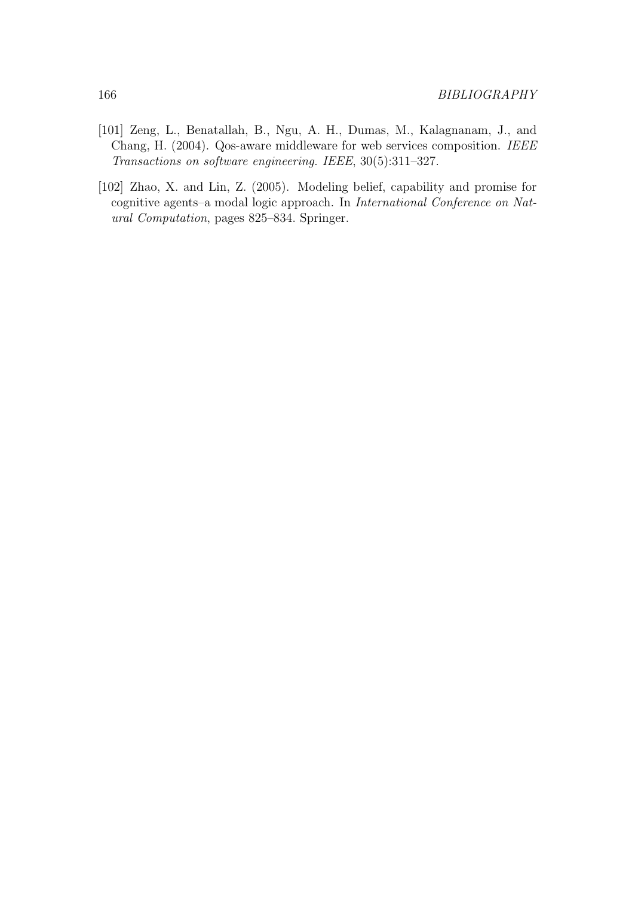[101] Zeng, L., Benatallah, B., Ngu, A. H., Dumas, M., Kalagnanam, J., and Chang, H. (2004). Qos-aware middleware for web services composition. *IEEE Transactions on software engineering. IEEE*, 30(5):311–327.

[102] Zhao, X. and Lin, Z. (2005). Modeling belief, capability and promise for cognitive agents–a modal logic approach. In *International Conference on Natural Computation*, pages 825–834. Springer.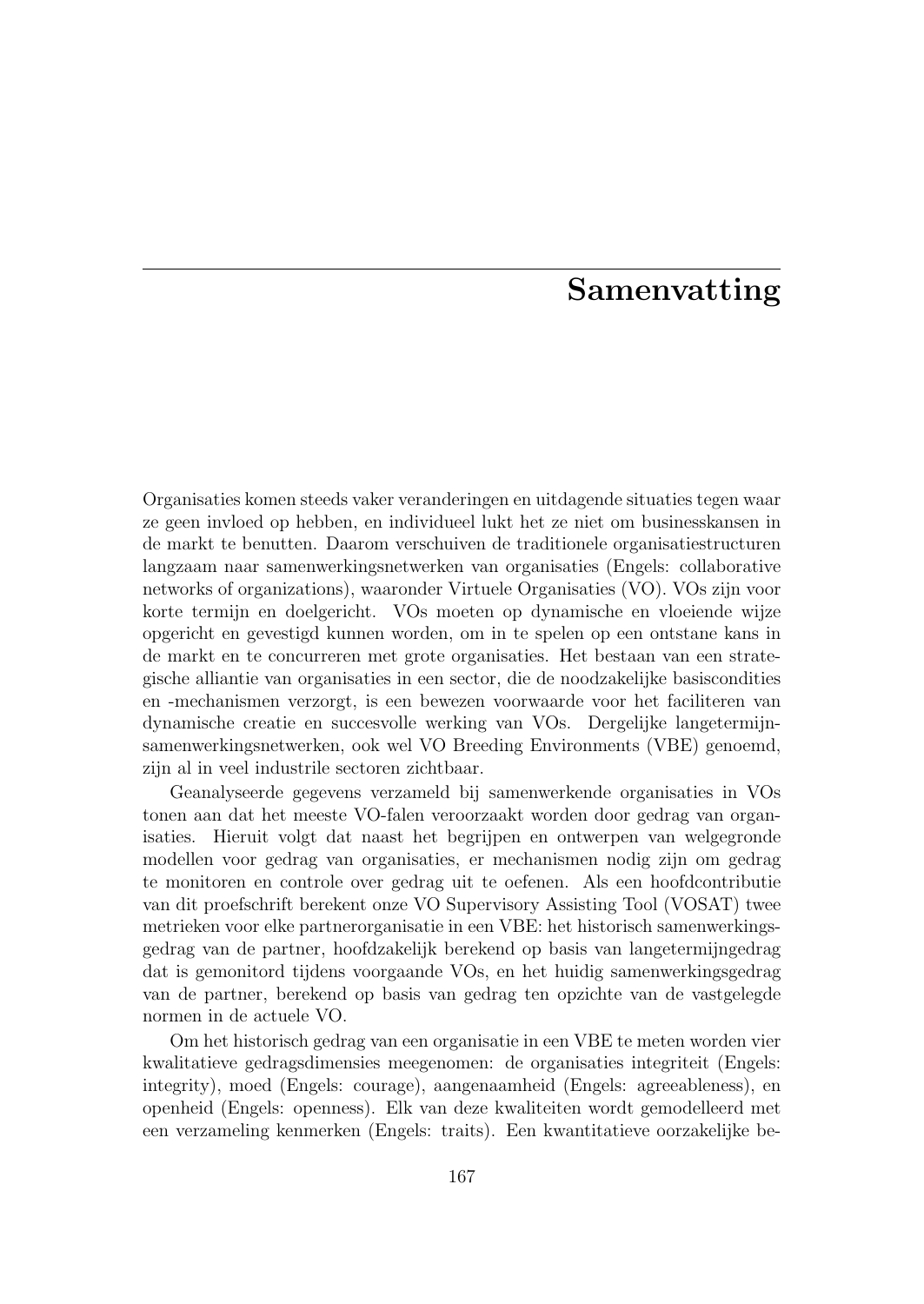# Samenvatting

Organisaties komen steeds vaker veranderingen en uitdagende situaties tegen waar ze geen invloed op hebben, en individueel lukt het ze niet om businesskansen in de markt te benutten. Daarom verschuiven de traditionele organisatiestructuren langzaam naar samenwerkingsnetwerken van organisaties (Engels: collaborative networks of organizations), waaronder Virtuele Organisaties (VO). VOs zijn voor korte termijn en doelgericht. VOs moeten op dynamische en vloeiende wijze opgericht en gevestigd kunnen worden, om in te spelen op een ontstane kans in de markt en te concurreren met grote organisaties. Het bestaan van een strategische alliantie van organisaties in een sector, die de noodzakelijke basiscondities en -mechanismen verzorgt, is een bewezen voorwaarde voor het faciliteren van dynamische creatie en succesvolle werking van VOs. Dergelijke langetermijnsamenwerkingsnetwerken, ook wel VO Breeding Environments (VBE) genoemd, zijn al in veel industrile sectoren zichtbaar.

Geanalyseerde gegevens verzameld bij samenwerkende organisaties in VOs tonen aan dat het meeste VO-falen veroorzaakt worden door gedrag van organisaties. Hieruit volgt dat naast het begrijpen en ontwerpen van welgegronde modellen voor gedrag van organisaties, er mechanismen nodig zijn om gedrag te monitoren en controle over gedrag uit te oefenen. Als een hoofdcontributie van dit proefschrift berekent onze VO Supervisory Assisting Tool (VOSAT) twee metrieken voor elke partnerorganisatie in een VBE: het historisch samenwerkingsgedrag van de partner, hoofdzakelijk berekend op basis van langetermijngedrag dat is gemonitord tijdens voorgaande VOs, en het huidig samenwerkingsgedrag van de partner, berekend op basis van gedrag ten opzichte van de vastgelegde normen in de actuele VO.

Om het historisch gedrag van een organisatie in een VBE te meten worden vier kwalitatieve gedragsdimensies meegenomen: de organisaties integriteit (Engels: integrity), moed (Engels: courage), aangenaamheid (Engels: agreeableness), en openheid (Engels: openness). Elk van deze kwaliteiten wordt gemodelleerd met een verzameling kenmerken (Engels: traits). Een kwantitatieve oorzakelijke be-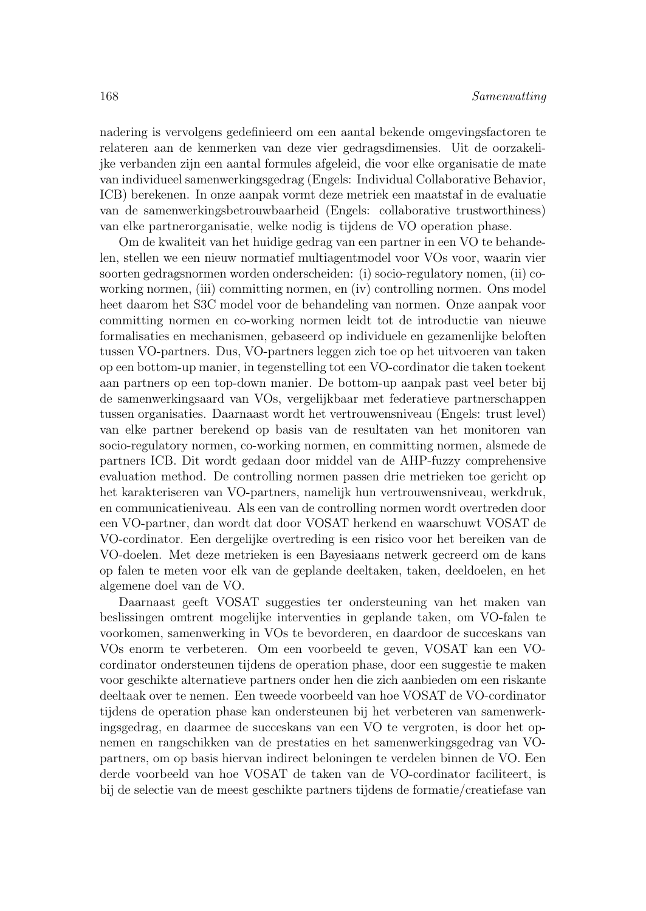nadering is vervolgens gedefinieerd om een aantal bekende omgevingsfactoren te relateren aan de kenmerken van deze vier gedragsdimensies. Uit de oorzakelijke verbanden zijn een aantal formules afgeleid, die voor elke organisatie de mate van individueel samenwerkingsgedrag (Engels: Individual Collaborative Behavior, ICB) berekenen. In onze aanpak vormt deze metriek een maatstaf in de evaluatie van de samenwerkingsbetrouwbaarheid (Engels: collaborative trustworthiness) van elke partnerorganisatie, welke nodig is tijdens de VO operation phase.

Om de kwaliteit van het huidige gedrag van een partner in een VO te behandelen, stellen we een nieuw normatief multiagentmodel voor VOs voor, waarin vier soorten gedragsnormen worden onderscheiden: (i) socio-regulatory nomen, (ii) co-working normen, (iii) committing normen, en (iv) controlling normen. Ons model heet daarom het S3C model voor de behandeling van normen. Onze aanpak voor committing normen en co-working normen leidt tot de introductie van nieuwe formalisaties en mechanismen, gebaseerd op individuele en gezamenlijke beloften tussen VO-partners. Dus, VO-partners leggen zich toe op het uitvoeren van taken op een bottom-up manier, in tegenstelling tot een VO-cordinator die taken toekent aan partners op een top-down manier. De bottom-up aanpak past veel beter bij de samenwerkingsaard van VOs, vergelijkbaar met federatieve partnerschappen tussen organisaties. Daarnaast wordt het vertrouwensniveau (Engels: trust level) van elke partner berekend op basis van de resultaten van het monitoren van socio-regulatory normen, co-working normen, en committing normen, alsmede de partners ICB. Dit wordt gedaan door middel van de AHP-fuzzy comprehensive evaluation method. De controlling normen passen drie metrieken toe gericht op het karakteriseren van VO-partners, namelijk hun vertrouwensniveau, werkdruk, en communicatieniveau. Als een van de controlling normen wordt overtreden door een VO-partner, dan wordt dat door VOSAT herkend en waarschuwt VOSAT de VO-cordinator. Een dergelijke overtreding is een risico voor het bereiken van de VO-doelen. Met deze metrieken is een Bayesiaans netwerk gecreerd om de kans op falen te meten voor elk van de geplande deeltaken, taken, deeldoelen, en het algemene doel van de VO.

Daarnaast geeft VOSAT suggesties ter ondersteuning van het maken van beslissingen omtrent mogelijke interventies in geplande taken, om VO-falen te voorkomen, samenwerking in VOs te bevorderen, en daardoor de succeskans van VOs enorm te verbeteren. Om een voorbeeld te geven, VOSAT kan een VO-cordinator ondersteunen tijdens de operation phase, door een suggestie te maken voor geschikte alternatieve partners onder hen die zich aanbieden om een riskante deeltaak over te nemen. Een tweede voorbeeld van hoe VOSAT de VO-cordinator tijdens de operation phase kan ondersteunen bij het verbeteren van samenwerkingsgedrag, en daarmee de succeskans van een VO te vergroten, is door het opnemen en rangschikken van de prestaties en het samenwerkingsgedrag van VO-partners, om op basis hiervan indirect beloningen te verdelen binnen de VO. Een derde voorbeeld van hoe VOSAT de taken van de VO-cordinator faciliteert, is bij de selectie van de meest geschikte partners tijdens de formatie/creatiefase van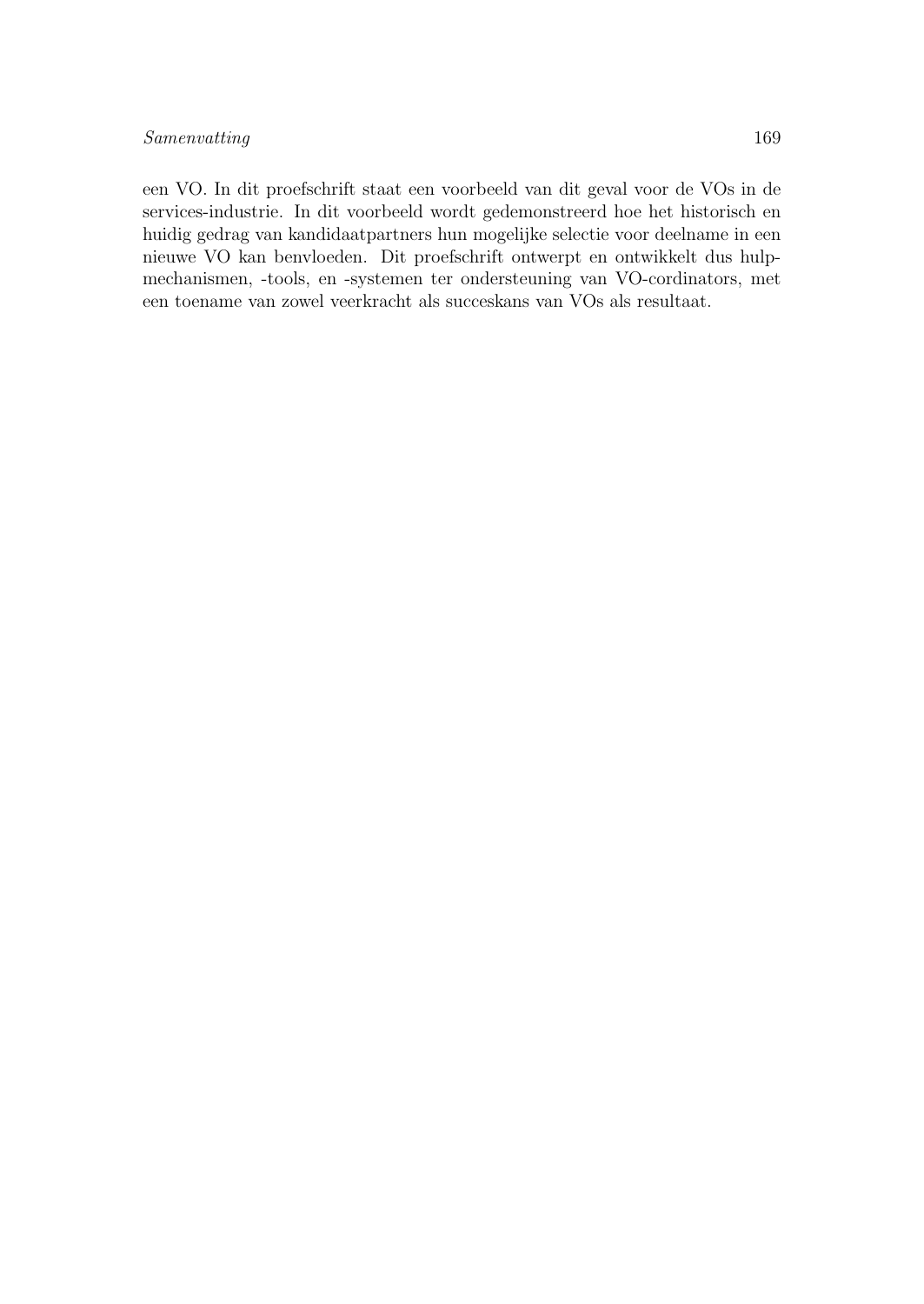een VO. In dit proefschrift staat een voorbeeld van dit geval voor de VOs in de services-industrie. In dit voorbeeld wordt gedemonstreerd hoe het historisch en huidig gedrag van kandidaatpartners hun mogelijke selectie voor deelname in een nieuwe VO kan benvloeden. Dit proefschrift ontwerpt en ontwikkelt dus hulpmechanismen, -tools, en -systemen ter ondersteuning van VO-cordinators, met een toename van zowel veerkracht als succeskans van VOs als resultaat.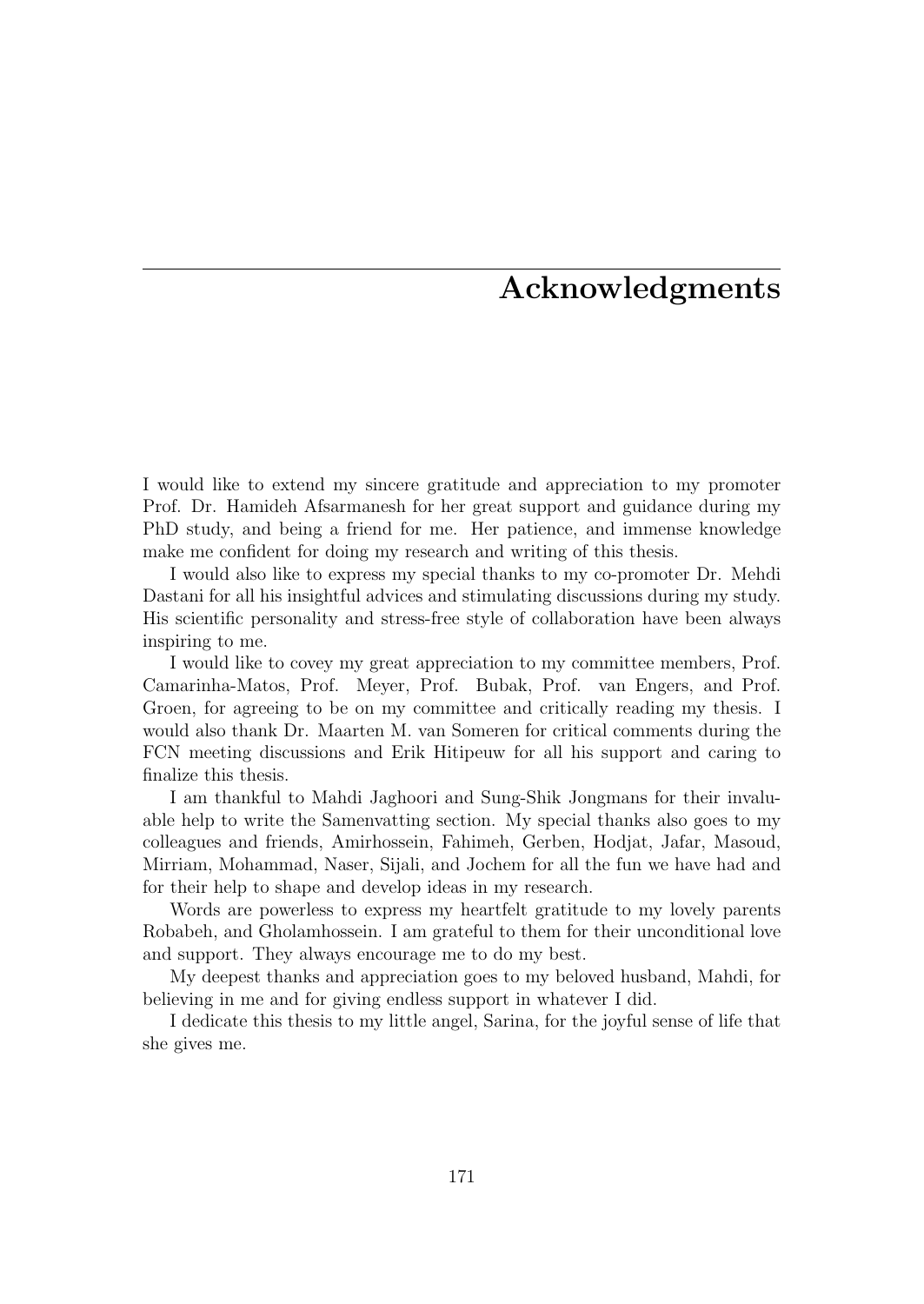# Acknowledgments

I would like to extend my sincere gratitude and appreciation to my promoter Prof. Dr. Hamideh Afsarmanesh for her great support and guidance during my PhD study, and being a friend for me. Her patience, and immense knowledge make me confident for doing my research and writing of this thesis.

I would also like to express my special thanks to my co-promoter Dr. Mehdi Dastani for all his insightful advices and stimulating discussions during my study. His scientific personality and stress-free style of collaboration have been always inspiring to me.

I would like to covey my great appreciation to my committee members, Prof. Camarinha-Matos, Prof. Meyer, Prof. Bubak, Prof. van Engers, and Prof. Groen, for agreeing to be on my committee and critically reading my thesis. I would also thank Dr. Maarten M. van Someren for critical comments during the FCN meeting discussions and Erik Hitipeuw for all his support and caring to finalize this thesis.

I am thankful to Mahdi Jaghoori and Sung-Shik Jongmans for their invaluable help to write the Samenvatting section. My special thanks also goes to my colleagues and friends, Amirhossein, Fahimeh, Gerben, Hodjat, Jafar, Masoud, Mirriam, Mohammad, Naser, Sijali, and Jochem for all the fun we have had and for their help to shape and develop ideas in my research.

Words are powerless to express my heartfelt gratitude to my lovely parents Robabeh, and Gholamhossein. I am grateful to them for their unconditional love and support. They always encourage me to do my best.

My deepest thanks and appreciation goes to my beloved husband, Mahdi, for believing in me and for giving endless support in whatever I did.

I dedicate this thesis to my little angel, Sarina, for the joyful sense of life that she gives me.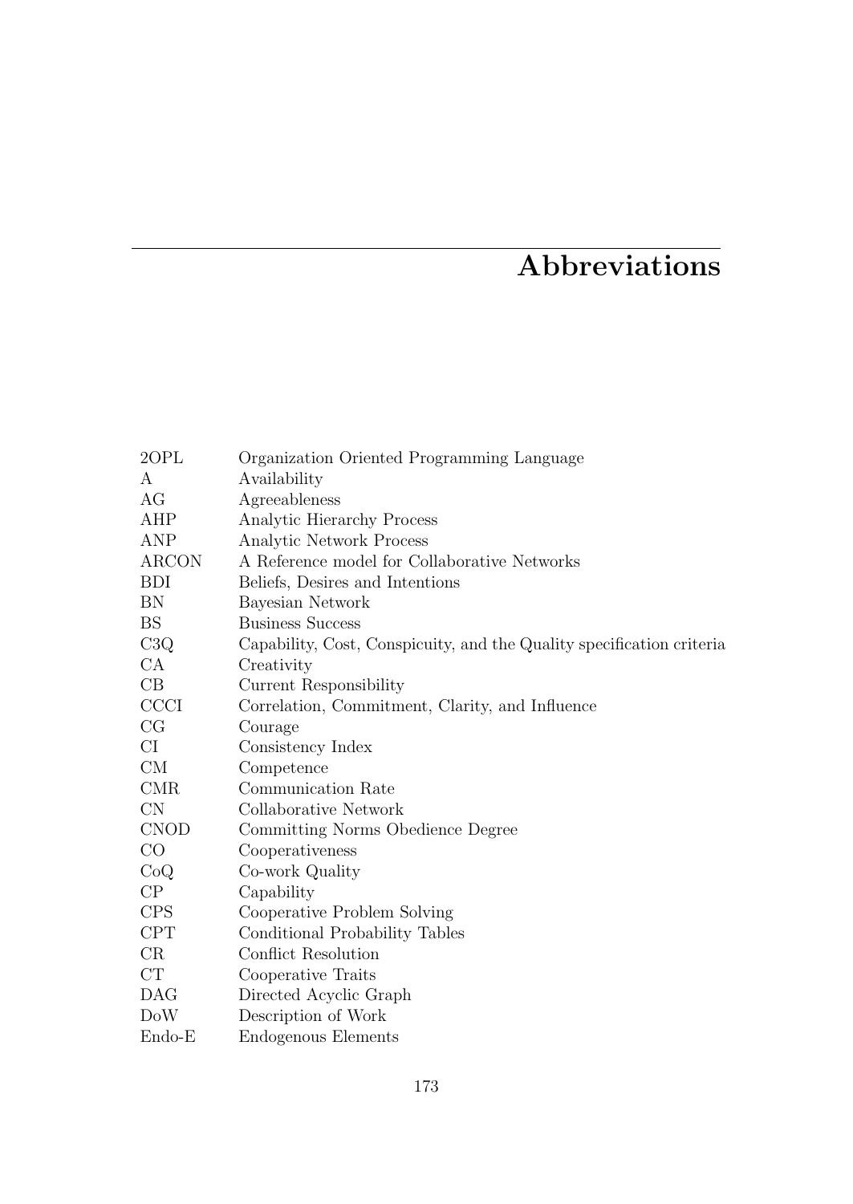# Abbreviations

| | |
|---|---|
| 2OPL | Organization Oriented Programming Language |
| A | Availability |
| AG | Agreeableness |
| AHP | Analytic Hierarchy Process |
| ANP | Analytic Network Process |
| ARCON | A Reference model for Collaborative Networks |
| BDI | Beliefs, Desires and Intentions |
| BN | Bayesian Network |
| BS | Business Success |
| C3Q | Capability, Cost, Conspicuity, and the Quality specification criteria |
| CA | Creativity |
| CB | Current Responsibility |
| CCCI | Correlation, Commitment, Clarity, and Influence |
| CG | Courage |
| CI | Consistency Index |
| CM | Competence |
| CMR | Communication Rate |
| CN | Collaborative Network |
| CNOD | Committing Norms Obedience Degree |
| CO | Cooperativeness |
| CoQ | Co-work Quality |
| CP | Capability |
| CPS | Cooperative Problem Solving |
| CPT | Conditional Probability Tables |
| CR | Conflict Resolution |
| CT | Cooperative Traits |
| DAG | Directed Acyclic Graph |
| DoW | Description of Work |
| Endo-E | Endogenous Elements |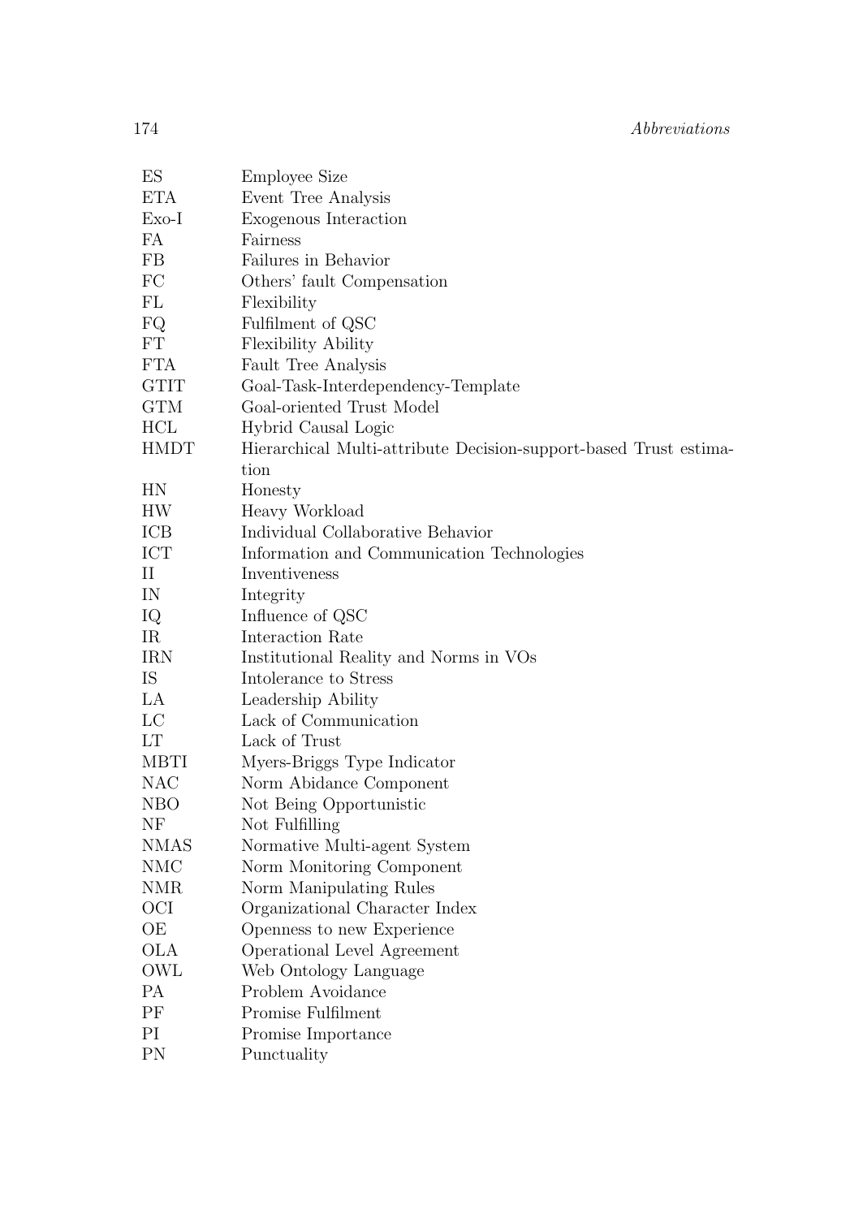| | |
|---|---|
| ES | Employee Size |
| ETA | Event Tree Analysis |
| Exo-I | Exogenous Interaction |
| FA | Fairness |
| FB | Failures in Behavior |
| FC | Others' fault Compensation |
| FL | Flexibility |
| FQ | Fulfilment of QSC |
| FT | Flexibility Ability |
| FTA | Fault Tree Analysis |
| GTIT | Goal-Task-Interdependency-Template |
| GTM | Goal-oriented Trust Model |
| HCL | Hybrid Causal Logic |
| HMDT | Hierarchical Multi-attribute Decision-support-based Trust estimation |
| HN | Honesty |
| HW | Heavy Workload |
| ICB | Individual Collaborative Behavior |
| ICT | Information and Communication Technologies |
| II | Inventiveness |
| IN | Integrity |
| IQ | Influence of QSC |
| IR | Interaction Rate |
| IRN | Institutional Reality and Norms in VOs |
| IS | Intolerance to Stress |
| LA | Leadership Ability |
| LC | Lack of Communication |
| LT | Lack of Trust |
| MBTI | Myers-Briggs Type Indicator |
| NAC | Norm Abidance Component |
| NBO | Not Being Opportunistic |
| NF | Not Fulfilling |
| NMAS | Normative Multi-agent System |
| NMC | Norm Monitoring Component |
| NMR | Norm Manipulating Rules |
| OCI | Organizational Character Index |
| OE | Openness to new Experience |
| OLA | Operational Level Agreement |
| OWL | Web Ontology Language |
| PA | Problem Avoidance |
| PF | Promise Fulfilment |
| PI | Promise Importance |
| PN | Punctuality |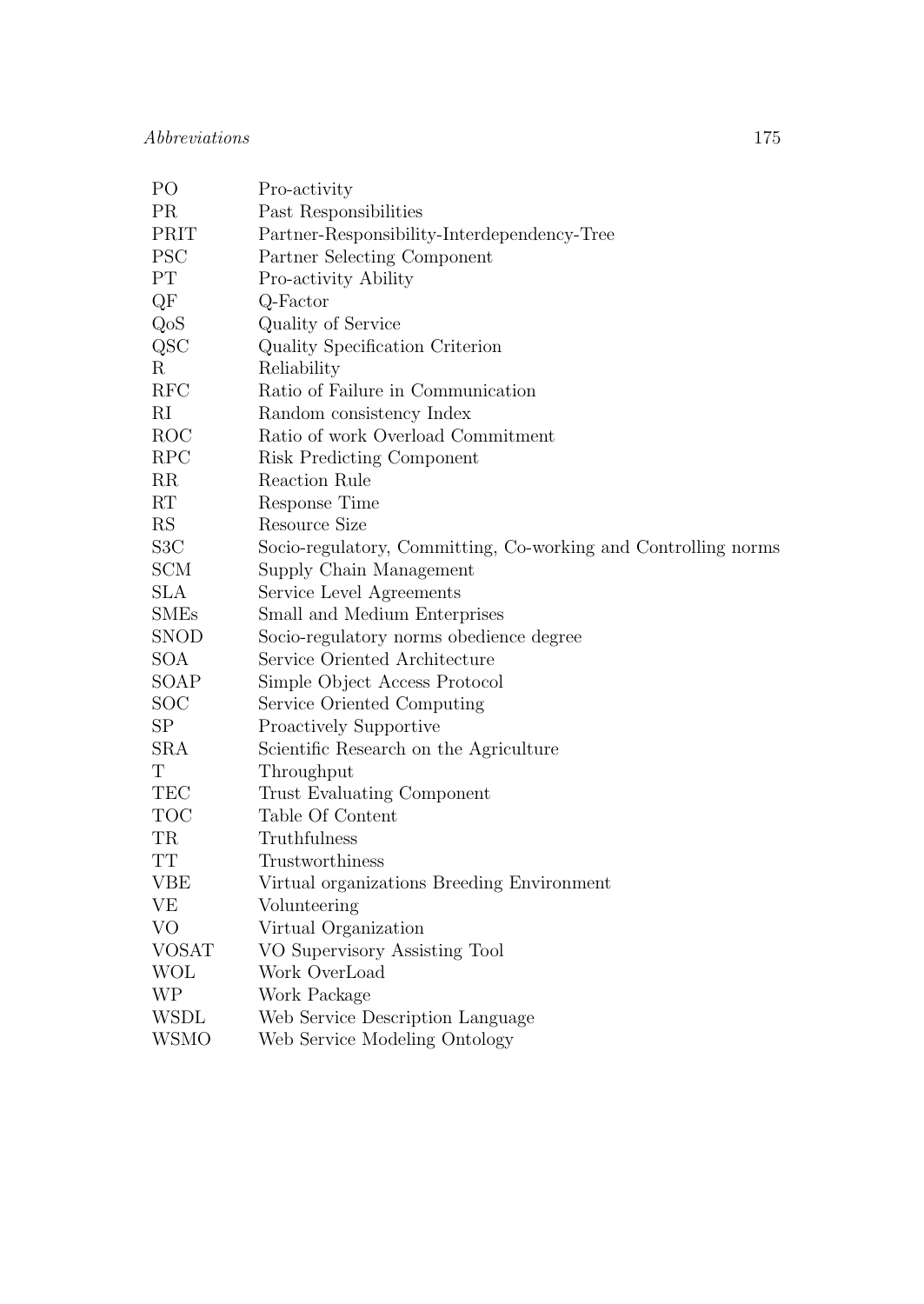| | |
|---|---|
| PO | Pro-activity |
| PR | Past Responsibilities |
| PRIT | Partner-Responsibility-Interdependency-Tree |
| PSC | Partner Selecting Component |
| PT | Pro-activity Ability |
| QF | Q-Factor |
| QoS | Quality of Service |
| QSC | Quality Specification Criterion |
| R | Reliability |
| RFC | Ratio of Failure in Communication |
| RI | Random consistency Index |
| ROC | Ratio of work Overload Commitment |
| RPC | Risk Predicting Component |
| RR | Reaction Rule |
| RT | Response Time |
| RS | Resource Size |
| S3C | Socio-regulatory, Committing, Co-working and Controlling norms |
| SCM | Supply Chain Management |
| SLA | Service Level Agreements |
| SMEs | Small and Medium Enterprises |
| SNOD | Socio-regulatory norms obedience degree |
| SOA | Service Oriented Architecture |
| SOAP | Simple Object Access Protocol |
| SOC | Service Oriented Computing |
| SP | Proactively Supportive |
| SRA | Scientific Research on the Agriculture |
| T | Throughput |
| TEC | Trust Evaluating Component |
| TOC | Table Of Content |
| TR | Truthfulness |
| TT | Trustworthiness |
| VBE | Virtual organizations Breeding Environment |
| VE | Volunteering |
| VO | Virtual Organization |
| VOSAT | VO Supervisory Assisting Tool |
| WOL | Work OverLoad |
| WP | Work Package |
| WSDL | Web Service Description Language |
| WSMO | Web Service Modeling Ontology |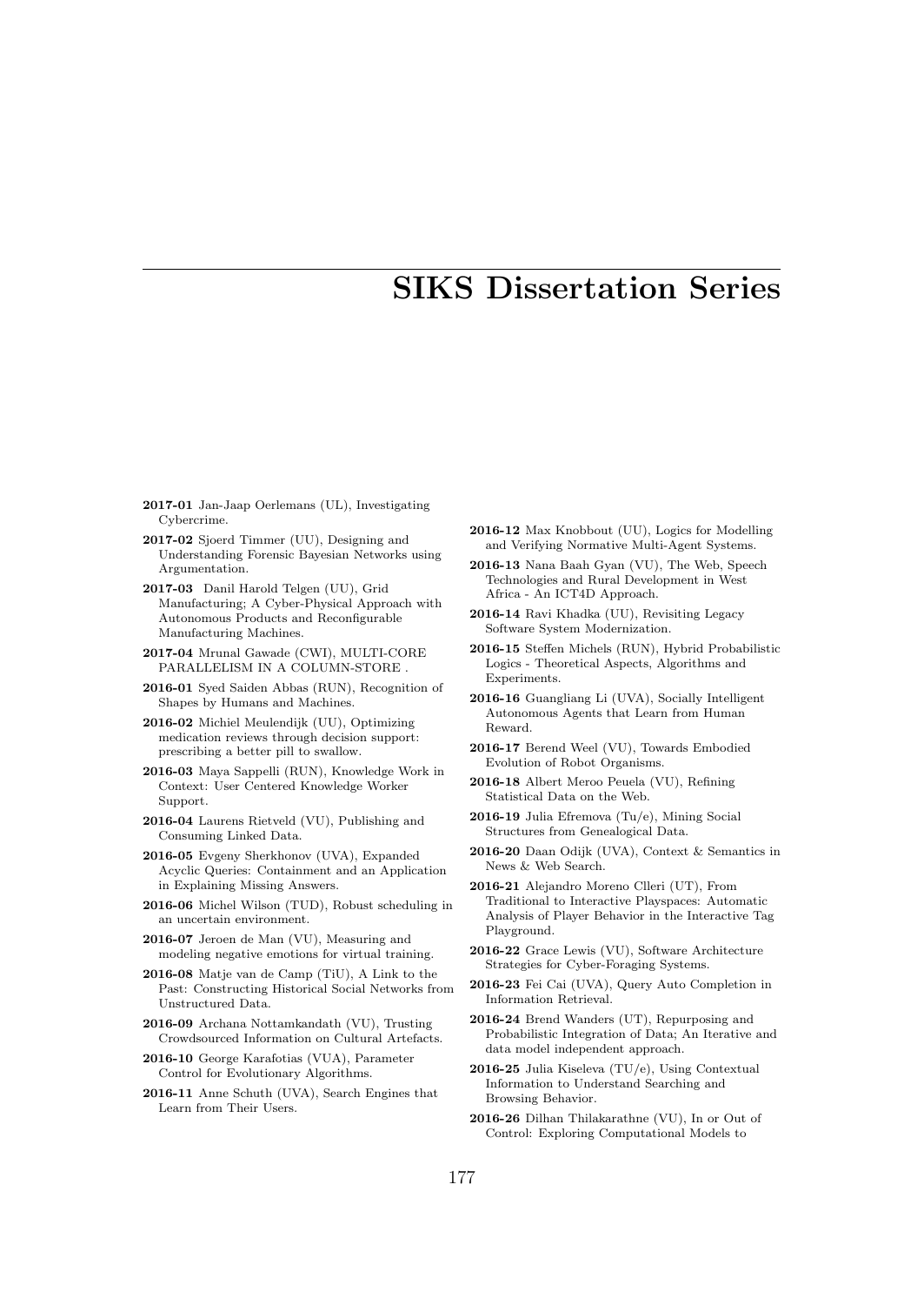# SIKS Dissertation Series

**2017-01** Jan-Jaap Oerlemans (UL), Investigating Cybercrime.

**2017-02** Sjoerd Timmer (UU), Designing and Understanding Forensic Bayesian Networks using Argumentation.

**2017-03** Danil Harold Telgen (UU), Grid Manufacturing; A Cyber-Physical Approach with Autonomous Products and Reconfigurable Manufacturing Machines.

**2017-04** Mrunal Gawade (CWI), MULTI-CORE PARALLELISM IN A COLUMN-STORE .

**2016-01** Syed Saiden Abbas (RUN), Recognition of Shapes by Humans and Machines.

**2016-02** Michiel Meulendijk (UU), Optimizing medication reviews through decision support: prescribing a better pill to swallow.

**2016-03** Maya Sappelli (RUN), Knowledge Work in Context: User Centered Knowledge Worker Support.

**2016-04** Laurens Rietveld (VU), Publishing and Consuming Linked Data.

**2016-05** Evgeny Sherkhonov (UVA), Expanded Acyclic Queries: Containment and an Application in Explaining Missing Answers.

**2016-06** Michel Wilson (TUD), Robust scheduling in an uncertain environment.

**2016-07** Jeroen de Man (VU), Measuring and modeling negative emotions for virtual training.

**2016-08** Matje van de Camp (TiU), A Link to the Past: Constructing Historical Social Networks from Unstructured Data.

**2016-09** Archana Nottamkandath (VU), Trusting Crowdsourced Information on Cultural Artefacts.

**2016-10** George Karafotias (VUA), Parameter Control for Evolutionary Algorithms.

**2016-11** Anne Schuth (UVA), Search Engines that Learn from Their Users.

**2016-12** Max Knobbout (UU), Logics for Modelling and Verifying Normative Multi-Agent Systems.

**2016-13** Nana Baah Gyan (VU), The Web, Speech Technologies and Rural Development in West Africa - An ICT4D Approach.

**2016-14** Ravi Khadka (UU), Revisiting Legacy Software System Modernization.

**2016-15** Steffen Michels (RUN), Hybrid Probabilistic Logics - Theoretical Aspects, Algorithms and Experiments.

**2016-16** Guangliang Li (UVA), Socially Intelligent Autonomous Agents that Learn from Human Reward.

**2016-17** Berend Weel (VU), Towards Embodied Evolution of Robot Organisms.

**2016-18** Albert Meroo Peuela (VU), Refining Statistical Data on the Web.

**2016-19** Julia Efremova (Tu/e), Mining Social Structures from Genealogical Data.

**2016-20** Daan Odijk (UVA), Context & Semantics in News & Web Search.

**2016-21** Alejandro Moreno Clleri (UT), From Traditional to Interactive Playspaces: Automatic Analysis of Player Behavior in the Interactive Tag Playground.

**2016-22** Grace Lewis (VU), Software Architecture Strategies for Cyber-Foraging Systems.

**2016-23** Fei Cai (UVA), Query Auto Completion in Information Retrieval.

**2016-24** Brend Wanders (UT), Repurposing and Probabilistic Integration of Data; An Iterative and data model independent approach.

**2016-25** Julia Kiseleva (TU/e), Using Contextual Information to Understand Searching and Browsing Behavior.

**2016-26** Dilhan Thilakarathne (VU), In or Out of Control: Exploring Computational Models to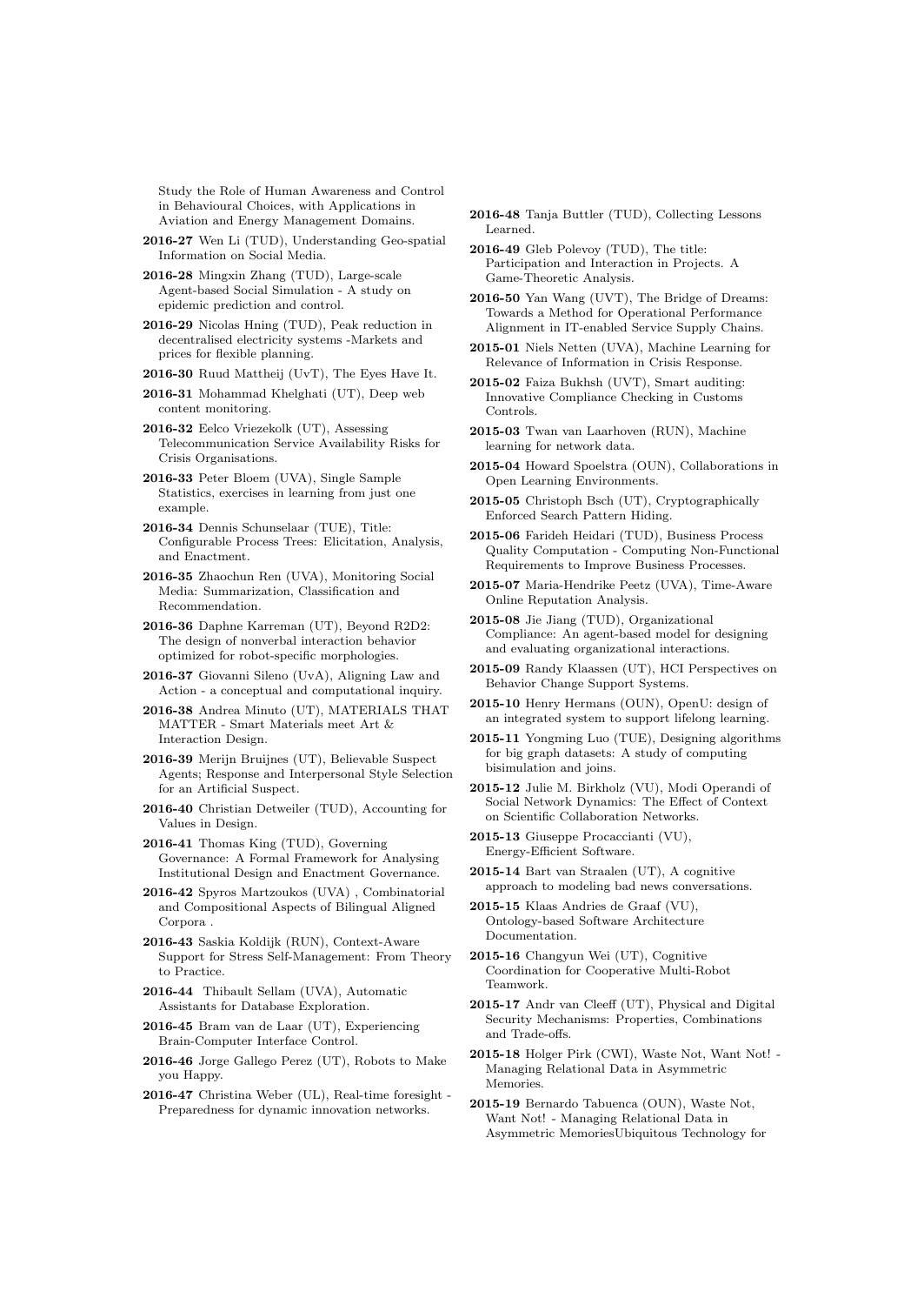Study the Role of Human Awareness and Control in Behavioural Choices, with Applications in Aviation and Energy Management Domains.

**2016-27** Wen Li (TUD), Understanding Geo-spatial Information on Social Media.

**2016-28** Mingxin Zhang (TUD), Large-scale Agent-based Social Simulation - A study on epidemic prediction and control.

**2016-29** Nicolas Hning (TUD), Peak reduction in decentralised electricity systems -Markets and prices for flexible planning.

**2016-30** Ruud Mattheij (UvT), The Eyes Have It.

**2016-31** Mohammad Khelghati (UT), Deep web content monitoring.

**2016-32** Eelco Vriezekolk (UT), Assessing Telecommunication Service Availability Risks for Crisis Organisations.

**2016-33** Peter Bloem (UVA), Single Sample Statistics, exercises in learning from just one example.

**2016-34** Dennis Schunselaar (TUE), Title: Configurable Process Trees: Elicitation, Analysis, and Enactment.

**2016-35** Zhaochun Ren (UVA), Monitoring Social Media: Summarization, Classification and Recommendation.

**2016-36** Daphne Karreman (UT), Beyond R2D2: The design of nonverbal interaction behavior optimized for robot-specific morphologies.

**2016-37** Giovanni Sileno (UvA), Aligning Law and Action - a conceptual and computational inquiry.

**2016-38** Andrea Minuto (UT), MATERIALS THAT MATTER - Smart Materials meet Art & Interaction Design.

**2016-39** Merijn Bruijnes (UT), Believable Suspect Agents; Response and Interpersonal Style Selection for an Artificial Suspect.

**2016-40** Christian Detweiler (TUD), Accounting for Values in Design.

**2016-41** Thomas King (TUD), Governing Governance: A Formal Framework for Analysing Institutional Design and Enactment Governance.

**2016-42** Spyros Martzoukos (UVA) , Combinatorial and Compositional Aspects of Bilingual Aligned Corpora .

**2016-43** Saskia Koldijk (RUN), Context-Aware Support for Stress Self-Management: From Theory to Practice.

**2016-44** Thibault Sellam (UVA), Automatic Assistants for Database Exploration.

**2016-45** Bram van de Laar (UT), Experiencing Brain-Computer Interface Control.

**2016-46** Jorge Gallego Perez (UT), Robots to Make you Happy.

**2016-47** Christina Weber (UL), Real-time foresight - Preparedness for dynamic innovation networks.

**2016-48** Tanja Buttler (TUD), Collecting Lessons Learned.

**2016-49** Gleb Polevoy (TUD), The title: Participation and Interaction in Projects. A Game-Theoretic Analysis.

**2016-50** Yan Wang (UVT), The Bridge of Dreams: Towards a Method for Operational Performance Alignment in IT-enabled Service Supply Chains.

**2015-01** Niels Netten (UVA), Machine Learning for Relevance of Information in Crisis Response.

**2015-02** Faiza Bukhsh (UVT), Smart auditing: Innovative Compliance Checking in Customs Controls.

**2015-03** Twan van Laarhoven (RUN), Machine learning for network data.

**2015-04** Howard Spoelstra (OUN), Collaborations in Open Learning Environments.

**2015-05** Christoph Bsch (UT), Cryptographically Enforced Search Pattern Hiding.

**2015-06** Farideh Heidari (TUD), Business Process Quality Computation - Computing Non-Functional Requirements to Improve Business Processes.

**2015-07** Maria-Hendrike Peetz (UVA), Time-Aware Online Reputation Analysis.

**2015-08** Jie Jiang (TUD), Organizational Compliance: An agent-based model for designing and evaluating organizational interactions.

**2015-09** Randy Klaassen (UT), HCI Perspectives on Behavior Change Support Systems.

**2015-10** Henry Hermans (OUN), OpenU: design of an integrated system to support lifelong learning.

**2015-11** Yongming Luo (TUE), Designing algorithms for big graph datasets: A study of computing bisimulation and joins.

**2015-12** Julie M. Birkholz (VU), Modi Operandi of Social Network Dynamics: The Effect of Context on Scientific Collaboration Networks.

**2015-13** Giuseppe Procaccianti (VU), Energy-Efficient Software.

**2015-14** Bart van Straalen (UT), A cognitive approach to modeling bad news conversations.

**2015-15** Klaas Andries de Graaf (VU), Ontology-based Software Architecture Documentation.

**2015-16** Changyun Wei (UT), Cognitive Coordination for Cooperative Multi-Robot Teamwork.

**2015-17** Andr van Cleeff (UT), Physical and Digital Security Mechanisms: Properties, Combinations and Trade-offs.

**2015-18** Holger Pirk (CWI), Waste Not, Want Not! - Managing Relational Data in Asymmetric Memories.

**2015-19** Bernardo Tabuenca (OUN), Waste Not, Want Not! - Managing Relational Data in Asymmetric MemoriesUbiquitous Technology for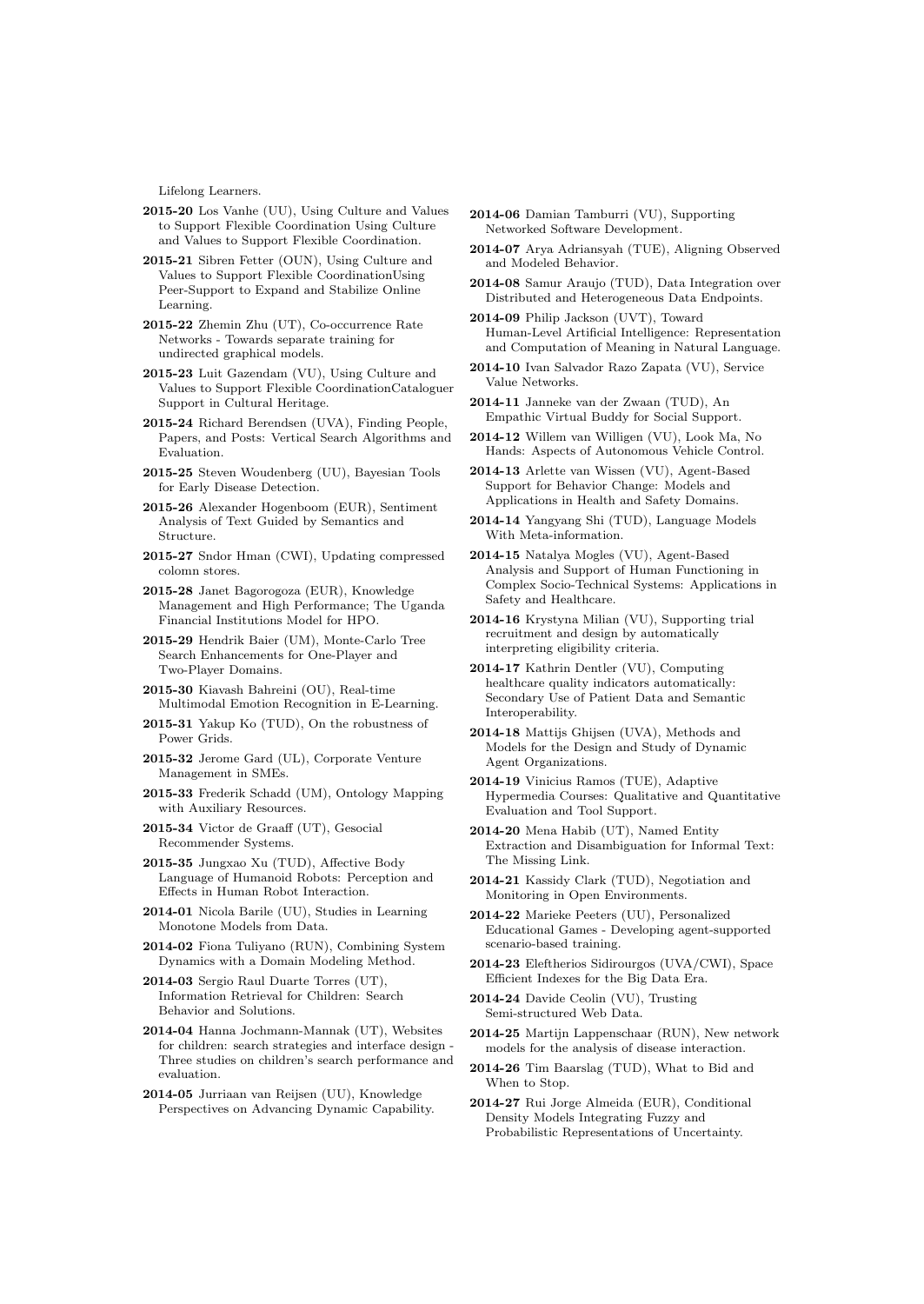Lifelong Learners.

**2015-20** Los Vanhe (UU), Using Culture and Values to Support Flexible Coordination Using Culture and Values to Support Flexible Coordination.

**2015-21** Sibren Fetter (OUN), Using Culture and Values to Support Flexible CoordinationUsing Peer-Support to Expand and Stabilize Online Learning.

**2015-22** Zhemin Zhu (UT), Co-occurrence Rate Networks - Towards separate training for undirected graphical models.

**2015-23** Luit Gazendam (VU), Using Culture and Values to Support Flexible CoordinationCataloguer Support in Cultural Heritage.

**2015-24** Richard Berendsen (UVA), Finding People, Papers, and Posts: Vertical Search Algorithms and Evaluation.

**2015-25** Steven Woudenberg (UU), Bayesian Tools for Early Disease Detection.

**2015-26** Alexander Hogenboom (EUR), Sentiment Analysis of Text Guided by Semantics and Structure.

**2015-27** Sndor Hman (CWI), Updating compressed colomn stores.

**2015-28** Janet Bagorogoza (EUR), Knowledge Management and High Performance; The Uganda Financial Institutions Model for HPO.

**2015-29** Hendrik Baier (UM), Monte-Carlo Tree Search Enhancements for One-Player and Two-Player Domains.

**2015-30** Kiavash Bahreini (OU), Real-time Multimodal Emotion Recognition in E-Learning.

**2015-31** Yakup Ko (TUD), On the robustness of Power Grids.

**2015-32** Jerome Gard (UL), Corporate Venture Management in SMEs.

**2015-33** Frederik Schadd (UM), Ontology Mapping with Auxiliary Resources.

**2015-34** Victor de Graaff (UT), Gesocial Recommender Systems.

**2015-35** Jungxao Xu (TUD), Affective Body Language of Humanoid Robots: Perception and Effects in Human Robot Interaction.

**2014-01** Nicola Barile (UU), Studies in Learning Monotone Models from Data.

**2014-02** Fiona Tuliyano (RUN), Combining System Dynamics with a Domain Modeling Method.

**2014-03** Sergio Raul Duarte Torres (UT), Information Retrieval for Children: Search Behavior and Solutions.

**2014-04** Hanna Jochmann-Mannak (UT), Websites for children: search strategies and interface design - Three studies on children's search performance and evaluation.

**2014-05** Jurriaan van Reijsen (UU), Knowledge Perspectives on Advancing Dynamic Capability.

**2014-06** Damian Tamburri (VU), Supporting Networked Software Development.

**2014-07** Arya Adriansyah (TUE), Aligning Observed and Modeled Behavior.

**2014-08** Samur Araujo (TUD), Data Integration over Distributed and Heterogeneous Data Endpoints.

**2014-09** Philip Jackson (UVT), Toward Human-Level Artificial Intelligence: Representation and Computation of Meaning in Natural Language.

**2014-10** Ivan Salvador Razo Zapata (VU), Service Value Networks.

**2014-11** Janneke van der Zwaan (TUD), An Empathic Virtual Buddy for Social Support.

**2014-12** Willem van Willigen (VU), Look Ma, No Hands: Aspects of Autonomous Vehicle Control.

**2014-13** Arlette van Wissen (VU), Agent-Based Support for Behavior Change: Models and Applications in Health and Safety Domains.

**2014-14** Yangyang Shi (TUD), Language Models With Meta-information.

**2014-15** Natalya Mogles (VU), Agent-Based Analysis and Support of Human Functioning in Complex Socio-Technical Systems: Applications in Safety and Healthcare.

**2014-16** Krystyna Milian (VU), Supporting trial recruitment and design by automatically interpreting eligibility criteria.

**2014-17** Kathrin Dentler (VU), Computing healthcare quality indicators automatically: Secondary Use of Patient Data and Semantic Interoperability.

**2014-18** Mattijs Ghijsen (UVA), Methods and Models for the Design and Study of Dynamic Agent Organizations.

**2014-19** Vinicius Ramos (TUE), Adaptive Hypermedia Courses: Qualitative and Quantitative Evaluation and Tool Support.

**2014-20** Mena Habib (UT), Named Entity Extraction and Disambiguation for Informal Text: The Missing Link.

**2014-21** Kassidy Clark (TUD), Negotiation and Monitoring in Open Environments.

**2014-22** Marieke Peeters (UU), Personalized Educational Games - Developing agent-supported scenario-based training.

**2014-23** Eleftherios Sidirourgos (UVA/CWI), Space Efficient Indexes for the Big Data Era.

**2014-24** Davide Ceolin (VU), Trusting Semi-structured Web Data.

**2014-25** Martijn Lappenschaar (RUN), New network models for the analysis of disease interaction.

**2014-26** Tim Baarslag (TUD), What to Bid and When to Stop.

**2014-27** Rui Jorge Almeida (EUR), Conditional Density Models Integrating Fuzzy and Probabilistic Representations of Uncertainty.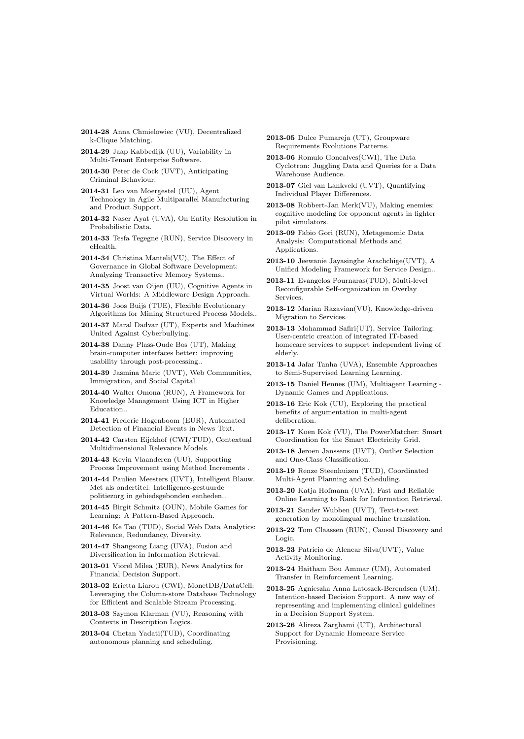**2014-28** Anna Chmielowiec (VU), Decentralized k-Clique Matching.

**2014-29** Jaap Kabbedijk (UU), Variability in Multi-Tenant Enterprise Software.

**2014-30** Peter de Cock (UVT), Anticipating Criminal Behaviour.

**2014-31** Leo van Moergestel (UU), Agent Technology in Agile Multiparallel Manufacturing and Product Support.

**2014-32** Naser Ayat (UVA), On Entity Resolution in Probabilistic Data.

**2014-33** Tesfa Tegegne (RUN), Service Discovery in eHealth.

**2014-34** Christina Manteli(VU), The Effect of Governance in Global Software Development: Analyzing Transactive Memory Systems..

**2014-35** Joost van Oijen (UU), Cognitive Agents in Virtual Worlds: A Middleware Design Approach.

**2014-36** Joos Buijs (TUE), Flexible Evolutionary Algorithms for Mining Structured Process Models..

**2014-37** Maral Dadvar (UT), Experts and Machines United Against Cyberbullying.

**2014-38** Danny Plass-Oude Bos (UT), Making brain-computer interfaces better: improving usability through post-processing..

**2014-39** Jasmina Maric (UVT), Web Communities, Immigration, and Social Capital.

**2014-40** Walter Omona (RUN), A Framework for Knowledge Management Using ICT in Higher Education..

**2014-41** Frederic Hogenboom (EUR), Automated Detection of Financial Events in News Text.

**2014-42** Carsten Eijckhof (CWI/TUD), Contextual Multidimensional Relevance Models.

**2014-43** Kevin Vlaanderen (UU), Supporting Process Improvement using Method Increments .

**2014-44** Paulien Meesters (UVT), Intelligent Blauw. Met als ondertitel: Intelligence-gestuurde politiezorg in gebiedsgebonden eenheden..

**2014-45** Birgit Schmitz (OUN), Mobile Games for Learning: A Pattern-Based Approach.

**2014-46** Ke Tao (TUD), Social Web Data Analytics: Relevance, Redundancy, Diversity.

**2014-47** Shangsong Liang (UVA), Fusion and Diversification in Information Retrieval.

**2013-01** Viorel Milea (EUR), News Analytics for Financial Decision Support.

**2013-02** Erietta Liarou (CWI), MonetDB/DataCell: Leveraging the Column-store Database Technology for Efficient and Scalable Stream Processing.

**2013-03** Szymon Klarman (VU), Reasoning with Contexts in Description Logics.

**2013-04** Chetan Yadati(TUD), Coordinating autonomous planning and scheduling.

**2013-05** Dulce Pumareja (UT), Groupware Requirements Evolutions Patterns.

**2013-06** Romulo Goncalves(CWI), The Data Cyclotron: Juggling Data and Queries for a Data Warehouse Audience.

**2013-07** Giel van Lankveld (UVT), Quantifying Individual Player Differences.

**2013-08** Robbert-Jan Merk(VU), Making enemies: cognitive modeling for opponent agents in fighter pilot simulators.

**2013-09** Fabio Gori (RUN), Metagenomic Data Analysis: Computational Methods and Applications.

**2013-10** Jeewanie Jayasinghe Arachchige(UVT), A Unified Modeling Framework for Service Design..

**2013-11** Evangelos Pournaras(TUD), Multi-level Reconfigurable Self-organization in Overlay Services.

**2013-12** Marian Razavian(VU), Knowledge-driven Migration to Services.

**2013-13** Mohammad Safiri(UT), Service Tailoring: User-centric creation of integrated IT-based homecare services to support independent living of elderly.

**2013-14** Jafar Tanha (UVA), Ensemble Approaches to Semi-Supervised Learning Learning.

**2013-15** Daniel Hennes (UM), Multiagent Learning - Dynamic Games and Applications.

**2013-16** Eric Kok (UU), Exploring the practical benefits of argumentation in multi-agent deliberation.

**2013-17** Koen Kok (VU), The PowerMatcher: Smart Coordination for the Smart Electricity Grid.

**2013-18** Jeroen Janssens (UVT), Outlier Selection and One-Class Classification.

**2013-19** Renze Steenhuizen (TUD), Coordinated Multi-Agent Planning and Scheduling.

**2013-20** Katja Hofmann (UVA), Fast and Reliable Online Learning to Rank for Information Retrieval.

**2013-21** Sander Wubben (UVT), Text-to-text generation by monolingual machine translation.

**2013-22** Tom Claassen (RUN), Causal Discovery and Logic.

**2013-23** Patricio de Alencar Silva(UVT), Value Activity Monitoring.

**2013-24** Haitham Bou Ammar (UM), Automated Transfer in Reinforcement Learning.

**2013-25** Agnieszka Anna Latoszek-Berendsen (UM), Intention-based Decision Support. A new way of representing and implementing clinical guidelines in a Decision Support System.

**2013-26** Alireza Zarghami (UT), Architectural Support for Dynamic Homecare Service Provisioning.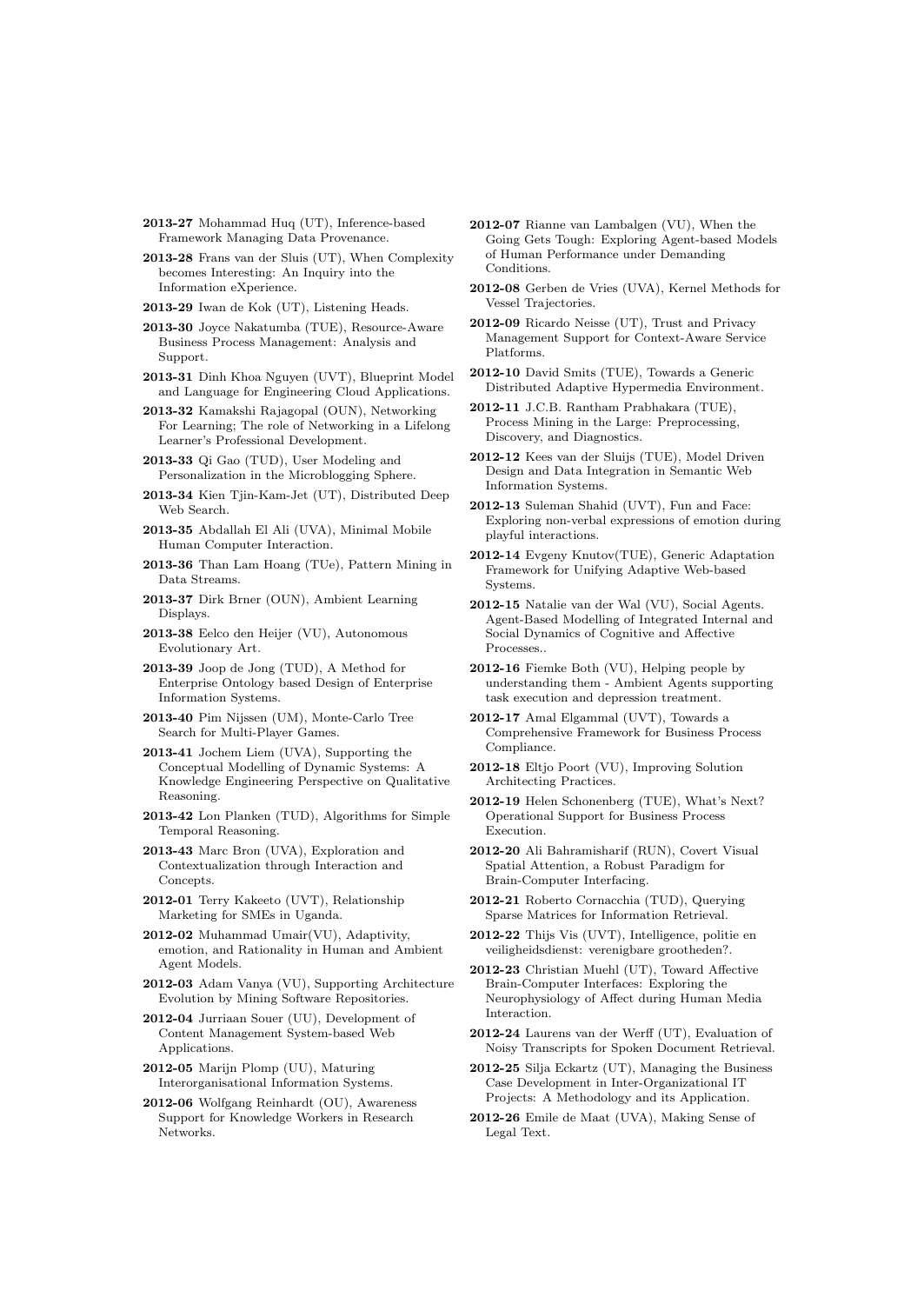**2013-27** Mohammad Huq (UT), Inference-based Framework Managing Data Provenance.

**2013-28** Frans van der Sluis (UT), When Complexity becomes Interesting: An Inquiry into the Information eXperience.

**2013-29** Iwan de Kok (UT), Listening Heads.

**2013-30** Joyce Nakatumba (TUE), Resource-Aware Business Process Management: Analysis and Support.

**2013-31** Dinh Khoa Nguyen (UVT), Blueprint Model and Language for Engineering Cloud Applications.

**2013-32** Kamakshi Rajagopal (OUN), Networking For Learning; The role of Networking in a Lifelong Learner's Professional Development.

**2013-33** Qi Gao (TUD), User Modeling and Personalization in the Microblogging Sphere.

**2013-34** Kien Tjin-Kam-Jet (UT), Distributed Deep Web Search.

**2013-35** Abdallah El Ali (UVA), Minimal Mobile Human Computer Interaction.

**2013-36** Than Lam Hoang (TUe), Pattern Mining in Data Streams.

**2013-37** Dirk Brner (OUN), Ambient Learning Displays.

**2013-38** Eelco den Heijer (VU), Autonomous Evolutionary Art.

**2013-39** Joop de Jong (TUD), A Method for Enterprise Ontology based Design of Enterprise Information Systems.

**2013-40** Pim Nijssen (UM), Monte-Carlo Tree Search for Multi-Player Games.

**2013-41** Jochem Liem (UVA), Supporting the Conceptual Modelling of Dynamic Systems: A Knowledge Engineering Perspective on Qualitative Reasoning.

**2013-42** Lon Planken (TUD), Algorithms for Simple Temporal Reasoning.

**2013-43** Marc Bron (UVA), Exploration and Contextualization through Interaction and Concepts.

**2012-01** Terry Kakeeto (UVT), Relationship Marketing for SMEs in Uganda.

**2012-02** Muhammad Umair(VU), Adaptivity, emotion, and Rationality in Human and Ambient Agent Models.

**2012-03** Adam Vanya (VU), Supporting Architecture Evolution by Mining Software Repositories.

**2012-04** Jurriaan Souer (UU), Development of Content Management System-based Web Applications.

**2012-05** Marijn Plomp (UU), Maturing Interorganisational Information Systems.

**2012-06** Wolfgang Reinhardt (OU), Awareness Support for Knowledge Workers in Research Networks.

**2012-07** Rianne van Lambalgen (VU), When the Going Gets Tough: Exploring Agent-based Models of Human Performance under Demanding Conditions.

**2012-08** Gerben de Vries (UVA), Kernel Methods for Vessel Trajectories.

**2012-09** Ricardo Neisse (UT), Trust and Privacy Management Support for Context-Aware Service Platforms.

**2012-10** David Smits (TUE), Towards a Generic Distributed Adaptive Hypermedia Environment.

**2012-11** J.C.B. Rantham Prabhakara (TUE), Process Mining in the Large: Preprocessing, Discovery, and Diagnostics.

**2012-12** Kees van der Sluijs (TUE), Model Driven Design and Data Integration in Semantic Web Information Systems.

**2012-13** Suleman Shahid (UVT), Fun and Face: Exploring non-verbal expressions of emotion during playful interactions.

**2012-14** Evgeny Knutov(TUE), Generic Adaptation Framework for Unifying Adaptive Web-based Systems.

**2012-15** Natalie van der Wal (VU), Social Agents. Agent-Based Modelling of Integrated Internal and Social Dynamics of Cognitive and Affective Processes..

**2012-16** Fiemke Both (VU), Helping people by understanding them - Ambient Agents supporting task execution and depression treatment.

**2012-17** Amal Elgammal (UVT), Towards a Comprehensive Framework for Business Process Compliance.

**2012-18** Eltjo Poort (VU), Improving Solution Architecting Practices.

**2012-19** Helen Schonenberg (TUE), What's Next? Operational Support for Business Process Execution.

**2012-20** Ali Bahramisharif (RUN), Covert Visual Spatial Attention, a Robust Paradigm for Brain-Computer Interfacing.

**2012-21** Roberto Cornacchia (TUD), Querying Sparse Matrices for Information Retrieval.

**2012-22** Thijs Vis (UVT), Intelligence, politie en veiligheidsdienst: verenigbare grootheden?.

**2012-23** Christian Muehl (UT), Toward Affective Brain-Computer Interfaces: Exploring the Neurophysiology of Affect during Human Media Interaction.

**2012-24** Laurens van der Werff (UT), Evaluation of Noisy Transcripts for Spoken Document Retrieval.

**2012-25** Silja Eckartz (UT), Managing the Business Case Development in Inter-Organizational IT Projects: A Methodology and its Application.

**2012-26** Emile de Maat (UVA), Making Sense of Legal Text.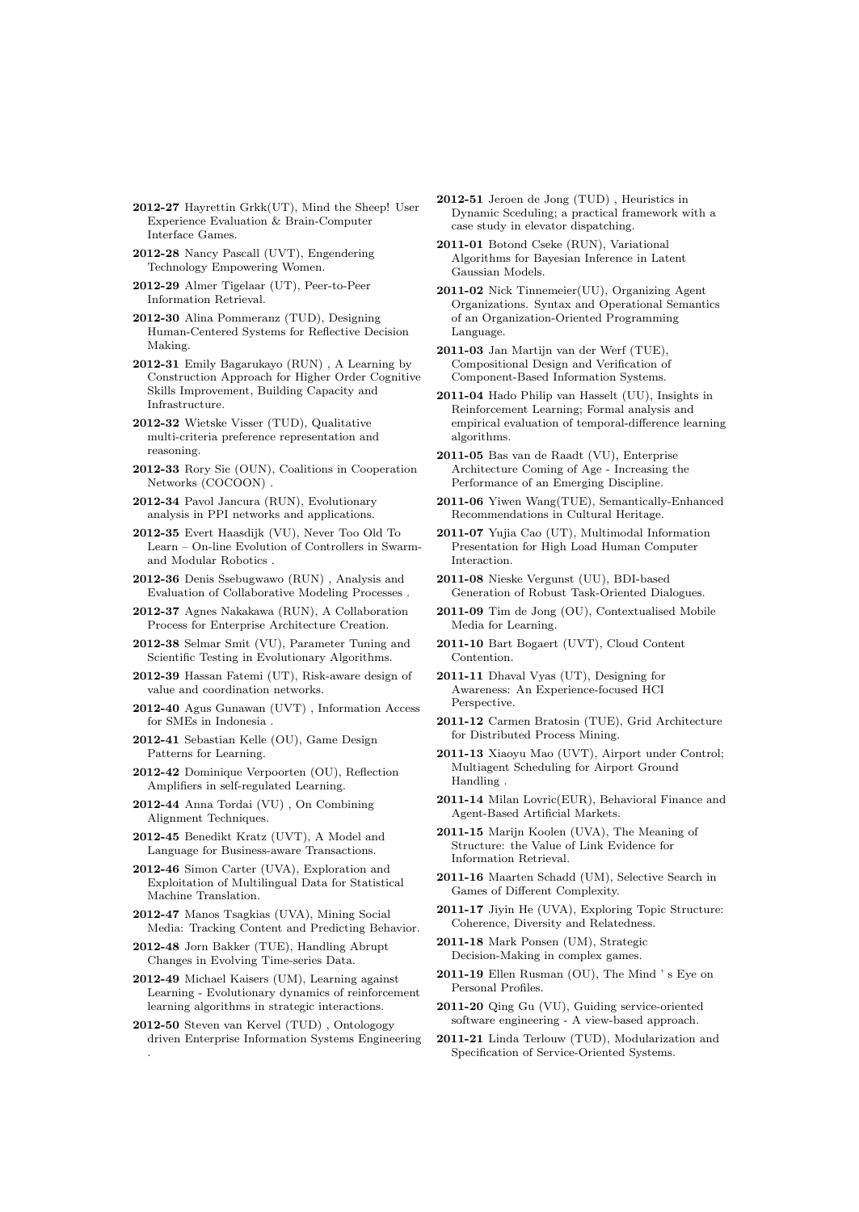**2012-27** Hayrettin Grkk(UT), Mind the Sheep! User Experience Evaluation & Brain-Computer Interface Games.

**2012-28** Nancy Pascall (UVT), Engendering Technology Empowering Women.

**2012-29** Almer Tigelaar (UT), Peer-to-Peer Information Retrieval.

**2012-30** Alina Pommeranz (TUD), Designing Human-Centered Systems for Reflective Decision Making.

**2012-31** Emily Bagarukayo (RUN) , A Learning by Construction Approach for Higher Order Cognitive Skills Improvement, Building Capacity and Infrastructure.

**2012-32** Wietske Visser (TUD), Qualitative multi-criteria preference representation and reasoning.

**2012-33** Rory Sie (OUN), Coalitions in Cooperation Networks (COCOON) .

**2012-34** Pavol Jancura (RUN), Evolutionary analysis in PPI networks and applications.

**2012-35** Evert Haasdijk (VU), Never Too Old To Learn – On-line Evolution of Controllers in Swarm- and Modular Robotics .

**2012-36** Denis Ssebugwawo (RUN) , Analysis and Evaluation of Collaborative Modeling Processes .

**2012-37** Agnes Nakakawa (RUN), A Collaboration Process for Enterprise Architecture Creation.

**2012-38** Selmar Smit (VU), Parameter Tuning and Scientific Testing in Evolutionary Algorithms.

**2012-39** Hassan Fatemi (UT), Risk-aware design of value and coordination networks.

**2012-40** Agus Gunawan (UVT) , Information Access for SMEs in Indonesia .

**2012-41** Sebastian Kelle (OU), Game Design Patterns for Learning.

**2012-42** Dominique Verpoorten (OU), Reflection Amplifiers in self-regulated Learning.

**2012-44** Anna Tordai (VU) , On Combining Alignment Techniques.

**2012-45** Benedikt Kratz (UVT), A Model and Language for Business-aware Transactions.

**2012-46** Simon Carter (UVA), Exploration and Exploitation of Multilingual Data for Statistical Machine Translation.

**2012-47** Manos Tsagkias (UVA), Mining Social Media: Tracking Content and Predicting Behavior.

**2012-48** Jorn Bakker (TUE), Handling Abrupt Changes in Evolving Time-series Data.

**2012-49** Michael Kaisers (UM), Learning against Learning - Evolutionary dynamics of reinforcement learning algorithms in strategic interactions.

**2012-50** Steven van Kervel (TUD) , Ontologogy driven Enterprise Information Systems Engineering .

**2012-51** Jeroen de Jong (TUD) , Heuristics in Dynamic Sceduling; a practical framework with a case study in elevator dispatching.

**2011-01** Botond Cseke (RUN), Variational Algorithms for Bayesian Inference in Latent Gaussian Models.

**2011-02** Nick Tinnemeier(UU), Organizing Agent Organizations. Syntax and Operational Semantics of an Organization-Oriented Programming Language.

**2011-03** Jan Martijn van der Werf (TUE), Compositional Design and Verification of Component-Based Information Systems.

**2011-04** Hado Philip van Hasselt (UU), Insights in Reinforcement Learning; Formal analysis and empirical evaluation of temporal-difference learning algorithms.

**2011-05** Bas van de Raadt (VU), Enterprise Architecture Coming of Age - Increasing the Performance of an Emerging Discipline.

**2011-06** Yiwen Wang(TUE), Semantically-Enhanced Recommendations in Cultural Heritage.

**2011-07** Yujia Cao (UT), Multimodal Information Presentation for High Load Human Computer Interaction.

**2011-08** Nieske Vergunst (UU), BDI-based Generation of Robust Task-Oriented Dialogues.

**2011-09** Tim de Jong (OU), Contextualised Mobile Media for Learning.

**2011-10** Bart Bogaert (UVT), Cloud Content Contention.

**2011-11** Dhaval Vyas (UT), Designing for Awareness: An Experience-focused HCI Perspective.

**2011-12** Carmen Bratosin (TUE), Grid Architecture for Distributed Process Mining.

**2011-13** Xiaoyu Mao (UVT), Airport under Control; Multiagent Scheduling for Airport Ground Handling .

**2011-14** Milan Lovric(EUR), Behavioral Finance and Agent-Based Artificial Markets.

**2011-15** Marijn Koolen (UVA), The Meaning of Structure: the Value of Link Evidence for Information Retrieval.

**2011-16** Maarten Schadd (UM), Selective Search in Games of Different Complexity.

**2011-17** Jiyin He (UVA), Exploring Topic Structure: Coherence, Diversity and Relatedness.

**2011-18** Mark Ponsen (UM), Strategic Decision-Making in complex games.

**2011-19** Ellen Rusman (OU), The Mind ' s Eye on Personal Profiles.

**2011-20** Qing Gu (VU), Guiding service-oriented software engineering - A view-based approach.

**2011-21** Linda Terlouw (TUD), Modularization and Specification of Service-Oriented Systems.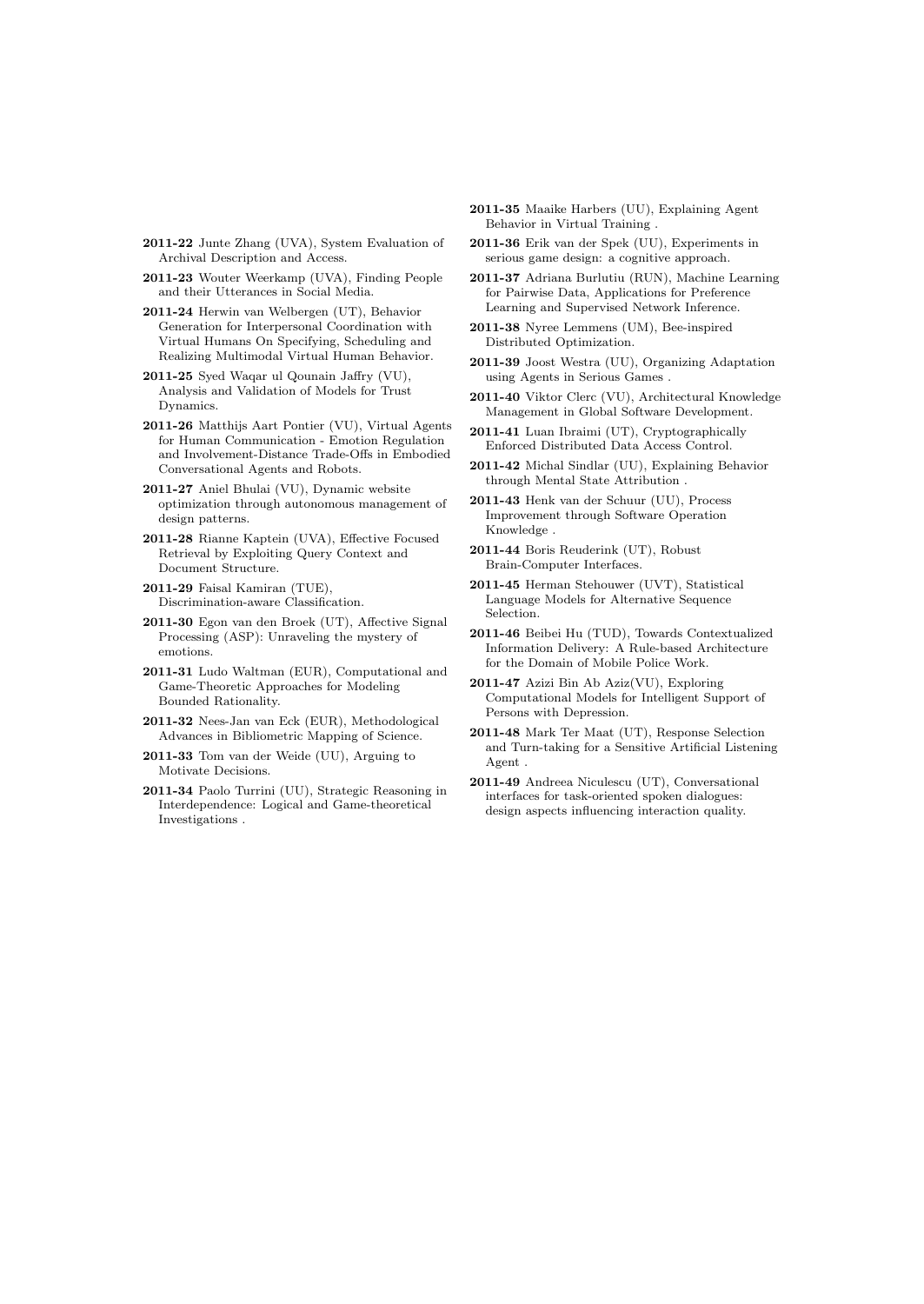**2011-22** Junte Zhang (UVA), System Evaluation of Archival Description and Access.

**2011-23** Wouter Weerkamp (UVA), Finding People and their Utterances in Social Media.

**2011-24** Herwin van Welbergen (UT), Behavior Generation for Interpersonal Coordination with Virtual Humans On Specifying, Scheduling and Realizing Multimodal Virtual Human Behavior.

**2011-25** Syed Waqar ul Qounain Jaffry (VU), Analysis and Validation of Models for Trust Dynamics.

**2011-26** Matthijs Aart Pontier (VU), Virtual Agents for Human Communication - Emotion Regulation and Involvement-Distance Trade-Offs in Embodied Conversational Agents and Robots.

**2011-27** Aniel Bhulai (VU), Dynamic website optimization through autonomous management of design patterns.

**2011-28** Rianne Kaptein (UVA), Effective Focused Retrieval by Exploiting Query Context and Document Structure.

**2011-29** Faisal Kamiran (TUE), Discrimination-aware Classification.

**2011-30** Egon van den Broek (UT), Affective Signal Processing (ASP): Unraveling the mystery of emotions.

**2011-31** Ludo Waltman (EUR), Computational and Game-Theoretic Approaches for Modeling Bounded Rationality.

**2011-32** Nees-Jan van Eck (EUR), Methodological Advances in Bibliometric Mapping of Science.

**2011-33** Tom van der Weide (UU), Arguing to Motivate Decisions.

**2011-34** Paolo Turrini (UU), Strategic Reasoning in Interdependence: Logical and Game-theoretical Investigations .

**2011-35** Maaike Harbers (UU), Explaining Agent Behavior in Virtual Training .

**2011-36** Erik van der Spek (UU), Experiments in serious game design: a cognitive approach.

**2011-37** Adriana Burlutiu (RUN), Machine Learning for Pairwise Data, Applications for Preference Learning and Supervised Network Inference.

**2011-38** Nyree Lemmens (UM), Bee-inspired Distributed Optimization.

**2011-39** Joost Westra (UU), Organizing Adaptation using Agents in Serious Games .

**2011-40** Viktor Clerc (VU), Architectural Knowledge Management in Global Software Development.

**2011-41** Luan Ibraimi (UT), Cryptographically Enforced Distributed Data Access Control.

**2011-42** Michal Sindlar (UU), Explaining Behavior through Mental State Attribution .

**2011-43** Henk van der Schuur (UU), Process Improvement through Software Operation Knowledge .

**2011-44** Boris Reuderink (UT), Robust Brain-Computer Interfaces.

**2011-45** Herman Stehouwer (UVT), Statistical Language Models for Alternative Sequence Selection.

**2011-46** Beibei Hu (TUD), Towards Contextualized Information Delivery: A Rule-based Architecture for the Domain of Mobile Police Work.

**2011-47** Azizi Bin Ab Aziz(VU), Exploring Computational Models for Intelligent Support of Persons with Depression.

**2011-48** Mark Ter Maat (UT), Response Selection and Turn-taking for a Sensitive Artificial Listening Agent .

**2011-49** Andreea Niculescu (UT), Conversational interfaces for task-oriented spoken dialogues: design aspects influencing interaction quality.